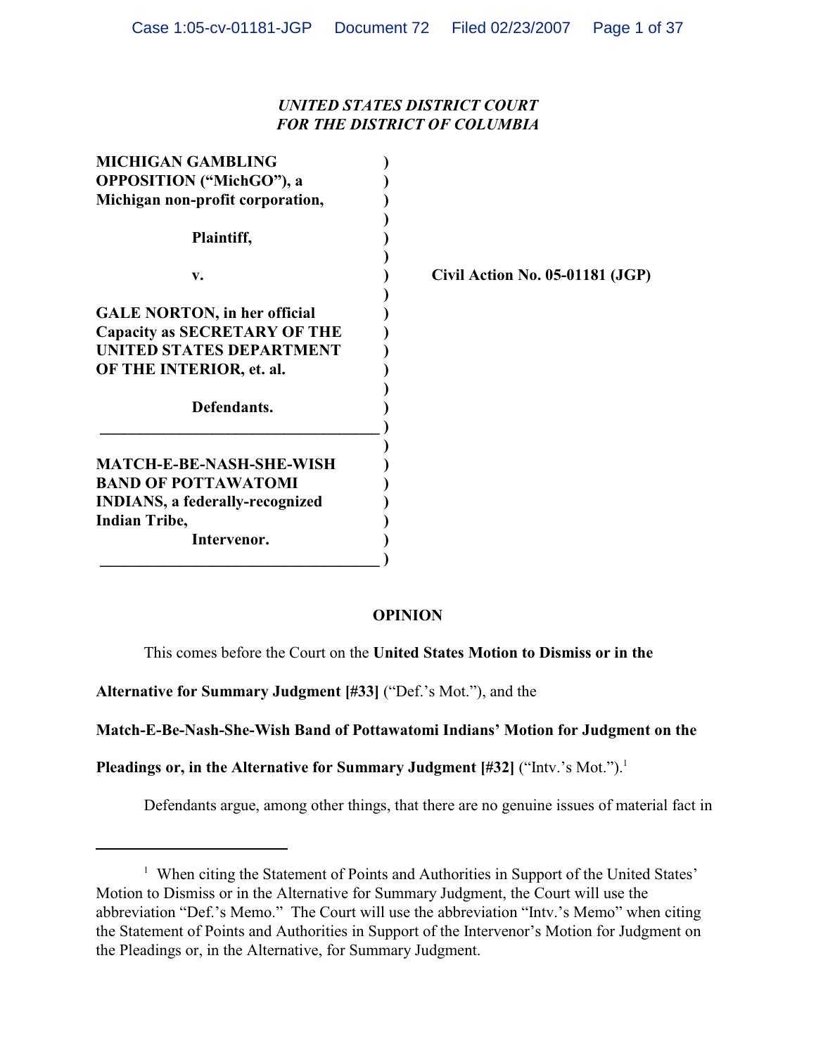*UNITED STATES DISTRICT COURT*
*FOR THE DISTRICT OF COLUMBIA*

**MICHIGAN GAMBLING OPPOSITION ("MichGO"), a Michigan non-profit corporation,**

**Plaintiff,**

**v.**

**GALE NORTON, in her official Capacity as SECRETARY OF THE UNITED STATES DEPARTMENT OF THE INTERIOR, et. al.**

**Defendants.**

**MATCH-E-BE-NASH-SHE-WISH BAND OF POTTAWATOMI INDIANS, a federally-recognized Indian Tribe,**

**Intervenor.**

**Civil Action No. 05-01181 (JGP)**

## OPINION

This comes before the Court on the **United States Motion to Dismiss or in the Alternative for Summary Judgment [#33]** ("Def.'s Mot."), and the **Match-E-Be-Nash-She-Wish Band of Pottawatomi Indians' Motion for Judgment on the Pleadings or, in the Alternative for Summary Judgment [#32]** ("Intv.'s Mot.").[1]

Defendants argue, among other things, that there are no genuine issues of material fact in

---

[1] When citing the Statement of Points and Authorities in Support of the United States' Motion to Dismiss or in the Alternative for Summary Judgment, the Court will use the abbreviation "Def.'s Memo." The Court will use the abbreviation "Intv.'s Memo" when citing the Statement of Points and Authorities in Support of the Intervenor's Motion for Judgment on the Pleadings or, in the Alternative, for Summary Judgment.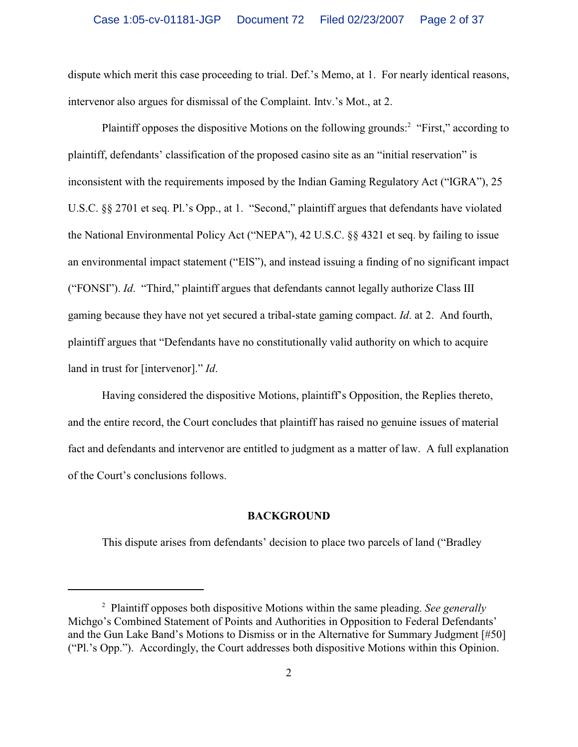dispute which merit this case proceeding to trial. Def.'s Memo, at 1. For nearly identical reasons, intervenor also argues for dismissal of the Complaint. Intv.'s Mot., at 2.

Plaintiff opposes the dispositive Motions on the following grounds:[2] "First," according to plaintiff, defendants' classification of the proposed casino site as an "initial reservation" is inconsistent with the requirements imposed by the Indian Gaming Regulatory Act ("IGRA"), 25 U.S.C. §§ 2701 et seq. Pl.'s Opp., at 1. "Second," plaintiff argues that defendants have violated the National Environmental Policy Act ("NEPA"), 42 U.S.C. §§ 4321 et seq. by failing to issue an environmental impact statement ("EIS"), and instead issuing a finding of no significant impact ("FONSI"). *Id*. "Third," plaintiff argues that defendants cannot legally authorize Class III gaming because they have not yet secured a tribal-state gaming compact. *Id*. at 2. And fourth, plaintiff argues that "Defendants have no constitutionally valid authority on which to acquire land in trust for [intervenor]." *Id*.

Having considered the dispositive Motions, plaintiff's Opposition, the Replies thereto, and the entire record, the Court concludes that plaintiff has raised no genuine issues of material fact and defendants and intervenor are entitled to judgment as a matter of law. A full explanation of the Court's conclusions follows.

## BACKGROUND

This dispute arises from defendants' decision to place two parcels of land ("Bradley

---

[2] Plaintiff opposes both dispositive Motions within the same pleading. *See generally* Michgo's Combined Statement of Points and Authorities in Opposition to Federal Defendants' and the Gun Lake Band's Motions to Dismiss or in the Alternative for Summary Judgment [#50] ("Pl.'s Opp."). Accordingly, the Court addresses both dispositive Motions within this Opinion.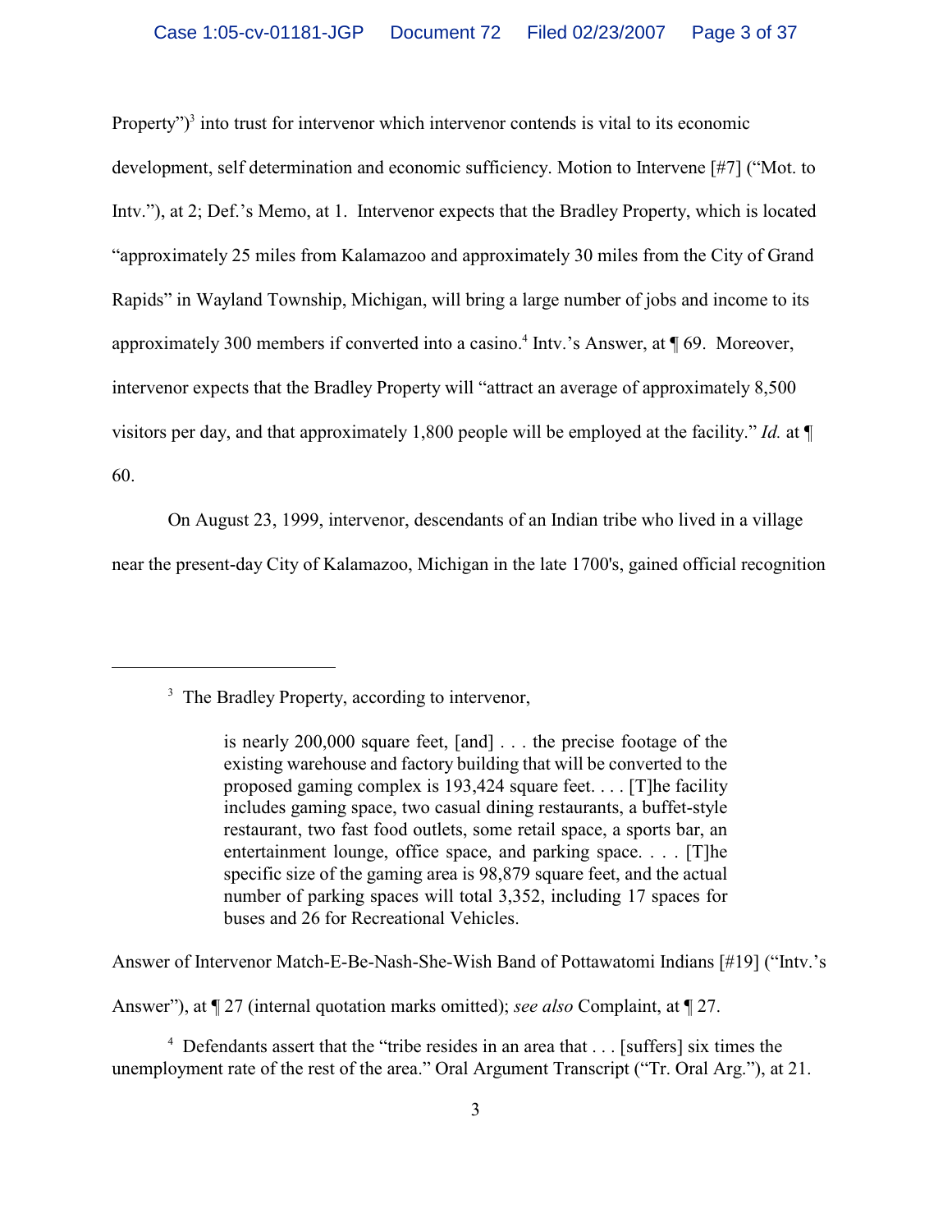Property")[3] into trust for intervenor which intervenor contends is vital to its economic development, self determination and economic sufficiency. Motion to Intervene [#7] ("Mot. to Intv."), at 2; Def.'s Memo, at 1. Intervenor expects that the Bradley Property, which is located "approximately 25 miles from Kalamazoo and approximately 30 miles from the City of Grand Rapids" in Wayland Township, Michigan, will bring a large number of jobs and income to its approximately 300 members if converted into a casino.[4] Intv.'s Answer, at ¶ 69. Moreover, intervenor expects that the Bradley Property will "attract an average of approximately 8,500 visitors per day, and that approximately 1,800 people will be employed at the facility." *Id.* at ¶ 60.

On August 23, 1999, intervenor, descendants of an Indian tribe who lived in a village near the present-day City of Kalamazoo, Michigan in the late 1700's, gained official recognition

---

[3] The Bradley Property, according to intervenor,

> is nearly 200,000 square feet, [and] . . . the precise footage of the existing warehouse and factory building that will be converted to the proposed gaming complex is 193,424 square feet. . . . [T]he facility includes gaming space, two casual dining restaurants, a buffet-style restaurant, two fast food outlets, some retail space, a sports bar, an entertainment lounge, office space, and parking space. . . . [T]he specific size of the gaming area is 98,879 square feet, and the actual number of parking spaces will total 3,352, including 17 spaces for buses and 26 for Recreational Vehicles.

Answer of Intervenor Match-E-Be-Nash-She-Wish Band of Pottawatomi Indians [#19] ("Intv.'s Answer"), at ¶ 27 (internal quotation marks omitted); *see also* Complaint, at ¶ 27.

[4] Defendants assert that the "tribe resides in an area that . . . [suffers] six times the unemployment rate of the rest of the area." Oral Argument Transcript ("Tr. Oral Arg."), at 21.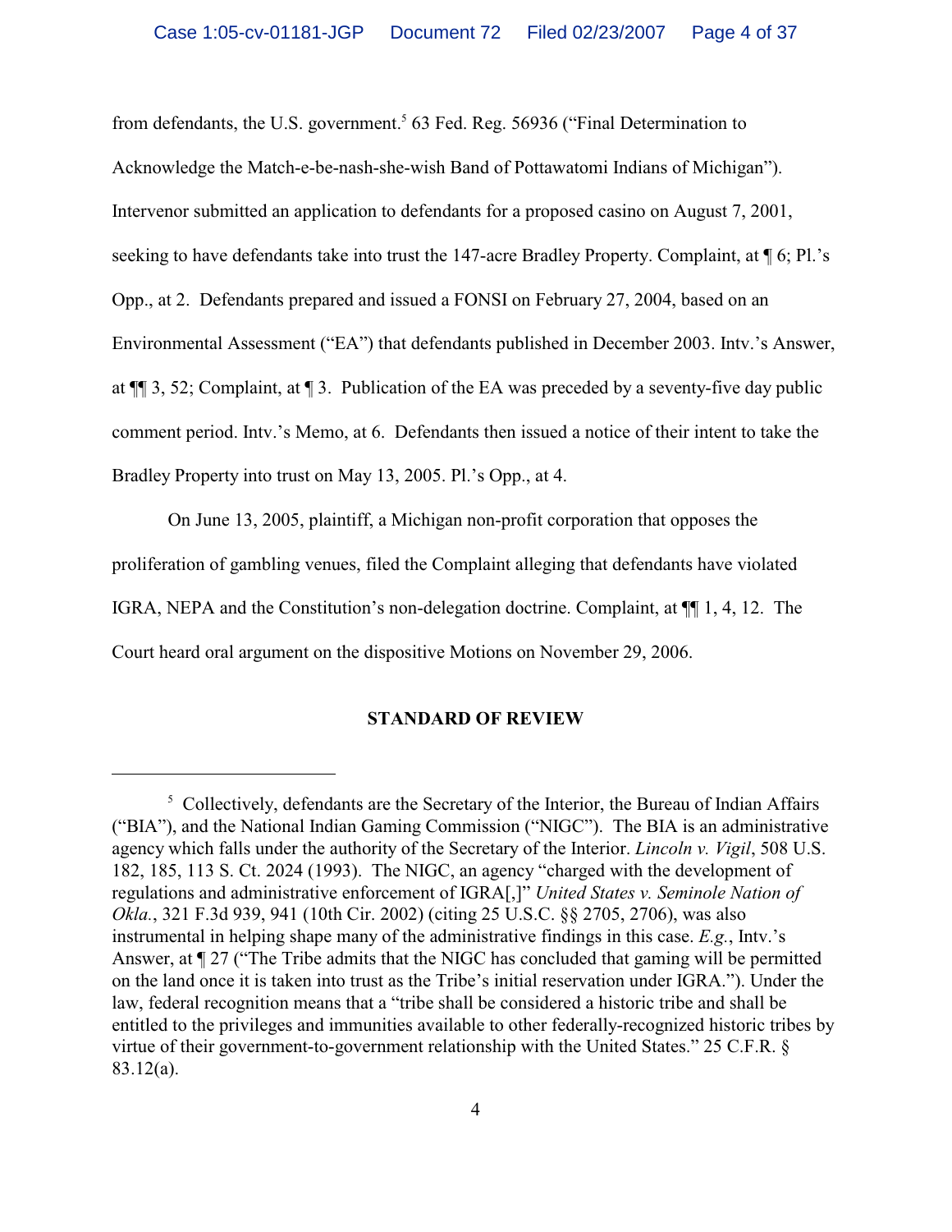from defendants, the U.S. government.[5] 63 Fed. Reg. 56936 ("Final Determination to Acknowledge the Match-e-be-nash-she-wish Band of Pottawatomi Indians of Michigan"). Intervenor submitted an application to defendants for a proposed casino on August 7, 2001, seeking to have defendants take into trust the 147-acre Bradley Property. Complaint, at ¶ 6; Pl.'s Opp., at 2. Defendants prepared and issued a FONSI on February 27, 2004, based on an Environmental Assessment ("EA") that defendants published in December 2003. Intv.'s Answer, at ¶¶ 3, 52; Complaint, at ¶ 3. Publication of the EA was preceded by a seventy-five day public comment period. Intv.'s Memo, at 6. Defendants then issued a notice of their intent to take the Bradley Property into trust on May 13, 2005. Pl.'s Opp., at 4.

On June 13, 2005, plaintiff, a Michigan non-profit corporation that opposes the proliferation of gambling venues, filed the Complaint alleging that defendants have violated IGRA, NEPA and the Constitution's non-delegation doctrine. Complaint, at ¶¶ 1, 4, 12. The Court heard oral argument on the dispositive Motions on November 29, 2006.

## STANDARD OF REVIEW

---

[5] Collectively, defendants are the Secretary of the Interior, the Bureau of Indian Affairs ("BIA"), and the National Indian Gaming Commission ("NIGC"). The BIA is an administrative agency which falls under the authority of the Secretary of the Interior. *Lincoln v. Vigil*, 508 U.S. 182, 185, 113 S. Ct. 2024 (1993). The NIGC, an agency "charged with the development of regulations and administrative enforcement of IGRA[,]" *United States v. Seminole Nation of Okla.*, 321 F.3d 939, 941 (10th Cir. 2002) (citing 25 U.S.C. §§ 2705, 2706), was also instrumental in helping shape many of the administrative findings in this case. *E.g.*, Intv.'s Answer, at ¶ 27 ("The Tribe admits that the NIGC has concluded that gaming will be permitted on the land once it is taken into trust as the Tribe's initial reservation under IGRA."). Under the law, federal recognition means that a "tribe shall be considered a historic tribe and shall be entitled to the privileges and immunities available to other federally-recognized historic tribes by virtue of their government-to-government relationship with the United States." 25 C.F.R. § 83.12(a).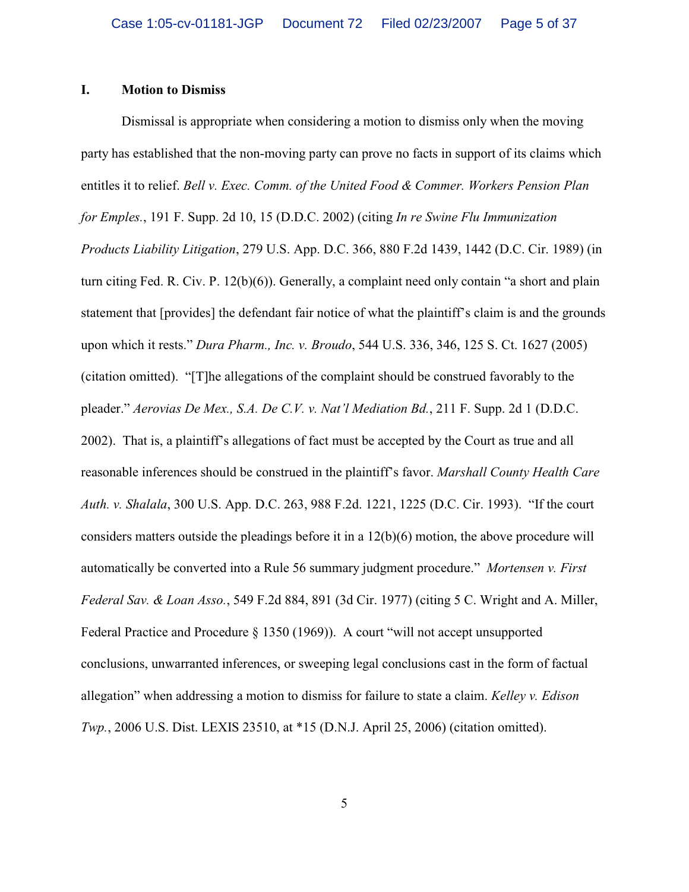## I. Motion to Dismiss

Dismissal is appropriate when considering a motion to dismiss only when the moving party has established that the non-moving party can prove no facts in support of its claims which entitles it to relief. *Bell v. Exec. Comm. of the United Food & Commer. Workers Pension Plan for Emples.*, 191 F. Supp. 2d 10, 15 (D.D.C. 2002) (citing *In re Swine Flu Immunization Products Liability Litigation*, 279 U.S. App. D.C. 366, 880 F.2d 1439, 1442 (D.C. Cir. 1989) (in turn citing Fed. R. Civ. P. 12(b)(6)). Generally, a complaint need only contain "a short and plain statement that [provides] the defendant fair notice of what the plaintiff's claim is and the grounds upon which it rests." *Dura Pharm., Inc. v. Broudo*, 544 U.S. 336, 346, 125 S. Ct. 1627 (2005) (citation omitted). "[T]he allegations of the complaint should be construed favorably to the pleader." *Aerovias De Mex., S.A. De C.V. v. Nat'l Mediation Bd.*, 211 F. Supp. 2d 1 (D.D.C. 2002). That is, a plaintiff's allegations of fact must be accepted by the Court as true and all reasonable inferences should be construed in the plaintiff's favor. *Marshall County Health Care Auth. v. Shalala*, 300 U.S. App. D.C. 263, 988 F.2d. 1221, 1225 (D.C. Cir. 1993). "If the court considers matters outside the pleadings before it in a 12(b)(6) motion, the above procedure will automatically be converted into a Rule 56 summary judgment procedure." *Mortensen v. First Federal Sav. & Loan Asso.*, 549 F.2d 884, 891 (3d Cir. 1977) (citing 5 C. Wright and A. Miller, Federal Practice and Procedure § 1350 (1969)). A court "will not accept unsupported conclusions, unwarranted inferences, or sweeping legal conclusions cast in the form of factual allegation" when addressing a motion to dismiss for failure to state a claim. *Kelley v. Edison Twp.*, 2006 U.S. Dist. LEXIS 23510, at *15 (D.N.J. April 25, 2006) (citation omitted).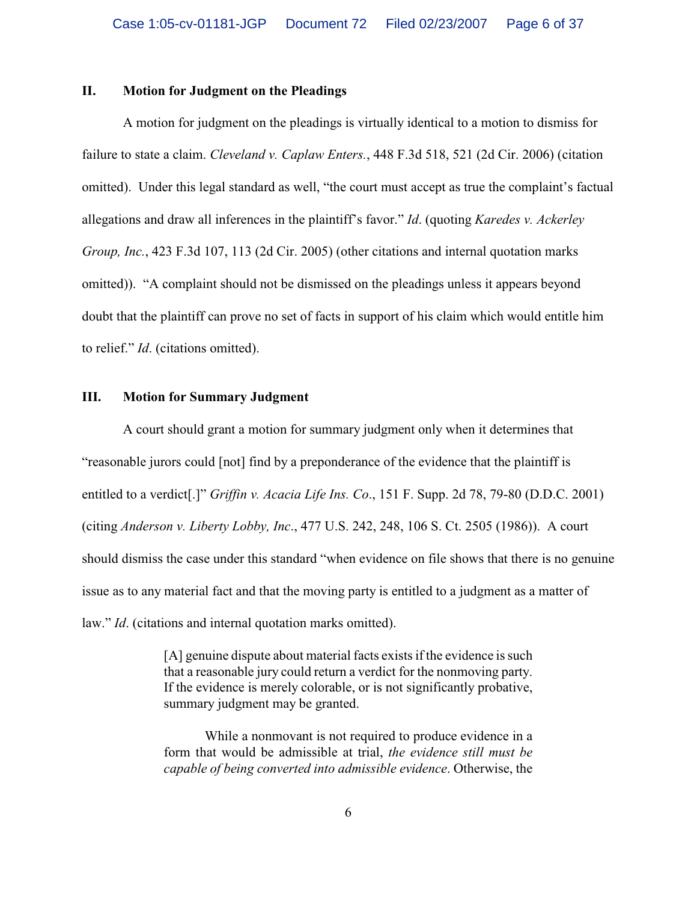## II. Motion for Judgment on the Pleadings

A motion for judgment on the pleadings is virtually identical to a motion to dismiss for failure to state a claim. *Cleveland v. Caplaw Enters.*, 448 F.3d 518, 521 (2d Cir. 2006) (citation omitted). Under this legal standard as well, "the court must accept as true the complaint's factual allegations and draw all inferences in the plaintiff's favor." *Id*. (quoting *Karedes v. Ackerley Group, Inc.*, 423 F.3d 107, 113 (2d Cir. 2005) (other citations and internal quotation marks omitted)). "A complaint should not be dismissed on the pleadings unless it appears beyond doubt that the plaintiff can prove no set of facts in support of his claim which would entitle him to relief." *Id*. (citations omitted).

## III. Motion for Summary Judgment

A court should grant a motion for summary judgment only when it determines that "reasonable jurors could [not] find by a preponderance of the evidence that the plaintiff is entitled to a verdict[.]" *Griffin v. Acacia Life Ins. Co*., 151 F. Supp. 2d 78, 79-80 (D.D.C. 2001) (citing *Anderson v. Liberty Lobby, Inc*., 477 U.S. 242, 248, 106 S. Ct. 2505 (1986)). A court should dismiss the case under this standard "when evidence on file shows that there is no genuine issue as to any material fact and that the moving party is entitled to a judgment as a matter of law." *Id*. (citations and internal quotation marks omitted).

> [A] genuine dispute about material facts exists if the evidence is such that a reasonable jury could return a verdict for the nonmoving party. If the evidence is merely colorable, or is not significantly probative, summary judgment may be granted.
>
> While a nonmovant is not required to produce evidence in a form that would be admissible at trial, *the evidence still must be capable of being converted into admissible evidence*. Otherwise, the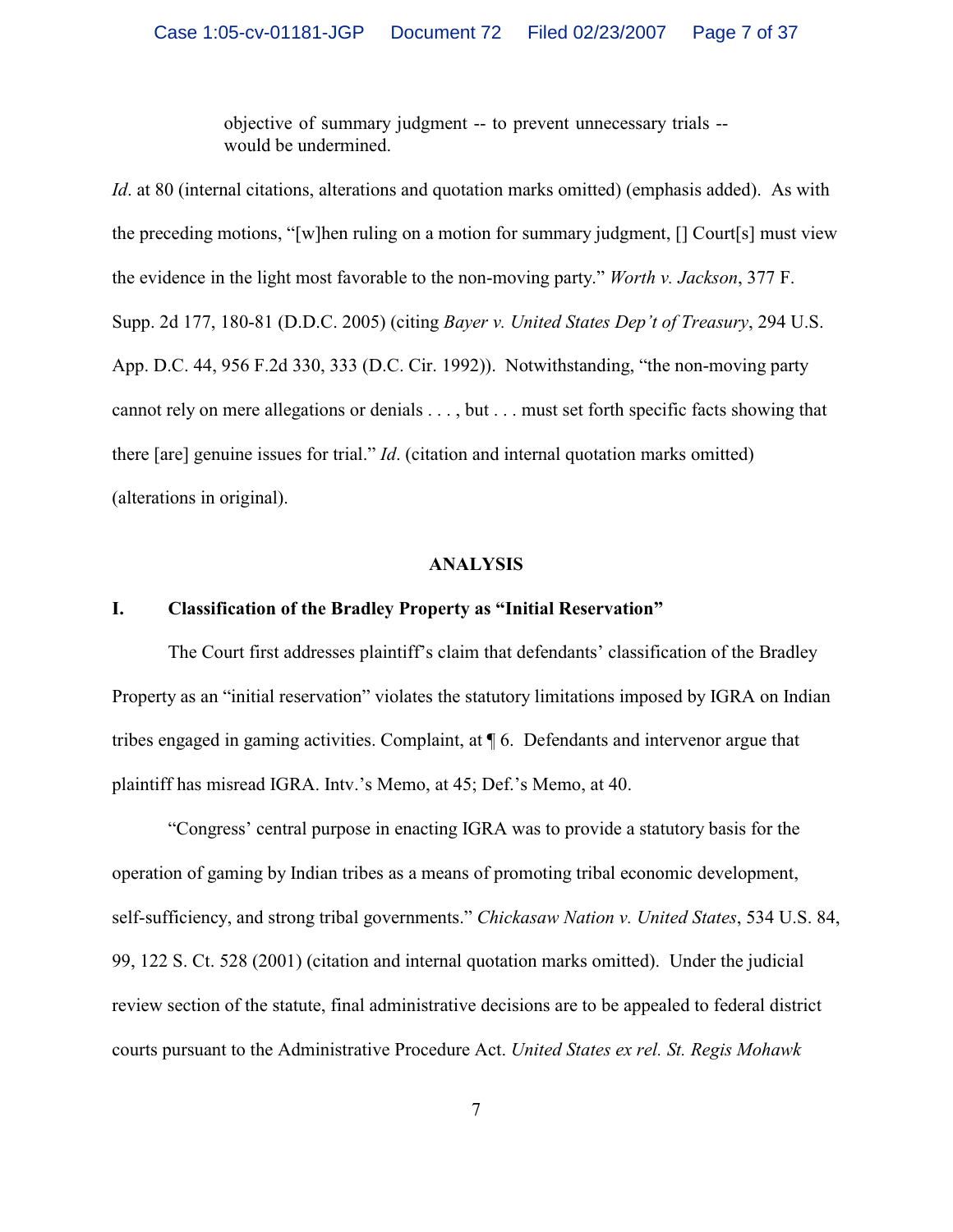> objective of summary judgment -- to prevent unnecessary trials -- would be undermined.

*Id*. at 80 (internal citations, alterations and quotation marks omitted) (emphasis added). As with the preceding motions, "[w]hen ruling on a motion for summary judgment, [] Court[s] must view the evidence in the light most favorable to the non-moving party." *Worth v. Jackson*, 377 F. Supp. 2d 177, 180-81 (D.D.C. 2005) (citing *Bayer v. United States Dep't of Treasury*, 294 U.S. App. D.C. 44, 956 F.2d 330, 333 (D.C. Cir. 1992)). Notwithstanding, "the non-moving party cannot rely on mere allegations or denials . . . , but . . . must set forth specific facts showing that there [are] genuine issues for trial." *Id*. (citation and internal quotation marks omitted) (alterations in original).

## ANALYSIS

### I. Classification of the Bradley Property as "Initial Reservation"

The Court first addresses plaintiff's claim that defendants' classification of the Bradley Property as an "initial reservation" violates the statutory limitations imposed by IGRA on Indian tribes engaged in gaming activities. Complaint, at ¶ 6. Defendants and intervenor argue that plaintiff has misread IGRA. Intv.'s Memo, at 45; Def.'s Memo, at 40.

"Congress' central purpose in enacting IGRA was to provide a statutory basis for the operation of gaming by Indian tribes as a means of promoting tribal economic development, self-sufficiency, and strong tribal governments." *Chickasaw Nation v. United States*, 534 U.S. 84, 99, 122 S. Ct. 528 (2001) (citation and internal quotation marks omitted). Under the judicial review section of the statute, final administrative decisions are to be appealed to federal district courts pursuant to the Administrative Procedure Act. *United States ex rel. St. Regis Mohawk*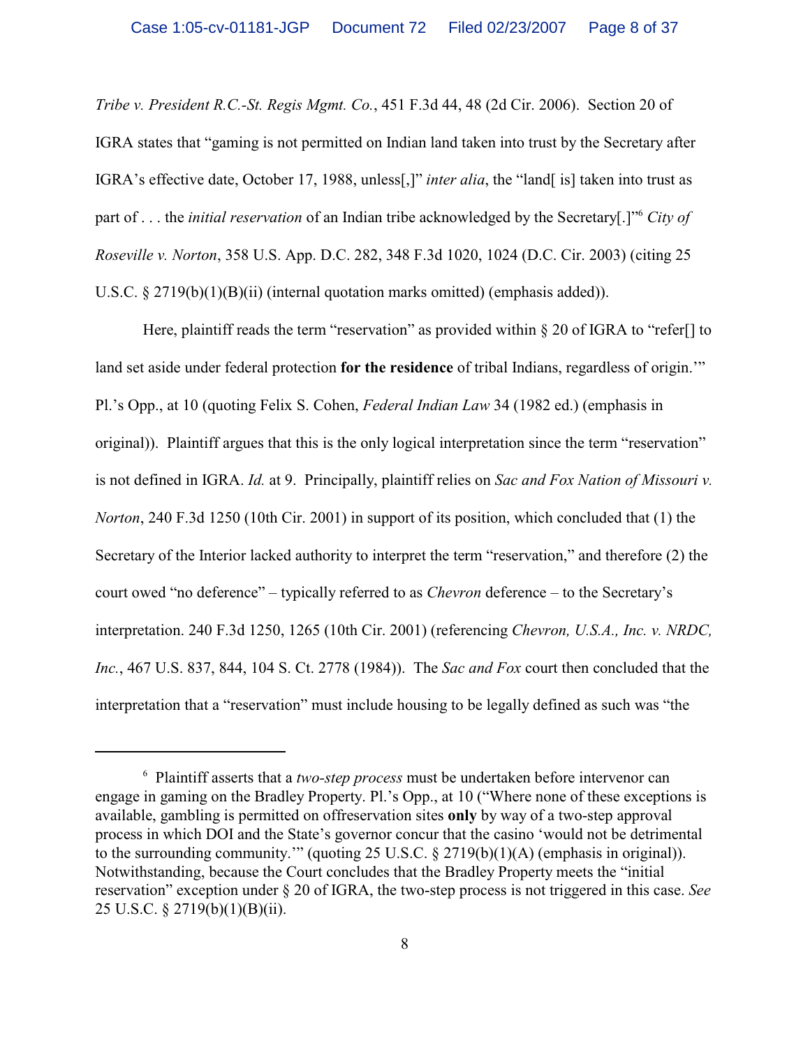*Tribe v. President R.C.-St. Regis Mgmt. Co.*, 451 F.3d 44, 48 (2d Cir. 2006). Section 20 of IGRA states that "gaming is not permitted on Indian land taken into trust by the Secretary after IGRA's effective date, October 17, 1988, unless[,]" *inter alia*, the "land[ is] taken into trust as part of . . . the *initial reservation* of an Indian tribe acknowledged by the Secretary[.]"[6] *City of Roseville v. Norton*, 358 U.S. App. D.C. 282, 348 F.3d 1020, 1024 (D.C. Cir. 2003) (citing 25 U.S.C. § 2719(b)(1)(B)(ii) (internal quotation marks omitted) (emphasis added)).

Here, plaintiff reads the term "reservation" as provided within § 20 of IGRA to "refer[] to land set aside under federal protection **for the residence** of tribal Indians, regardless of origin.'" Pl.'s Opp., at 10 (quoting Felix S. Cohen, *Federal Indian Law* 34 (1982 ed.) (emphasis in original)). Plaintiff argues that this is the only logical interpretation since the term "reservation" is not defined in IGRA. *Id.* at 9. Principally, plaintiff relies on *Sac and Fox Nation of Missouri v. Norton*, 240 F.3d 1250 (10th Cir. 2001) in support of its position, which concluded that (1) the Secretary of the Interior lacked authority to interpret the term "reservation," and therefore (2) the court owed "no deference" – typically referred to as *Chevron* deference – to the Secretary's interpretation. 240 F.3d 1250, 1265 (10th Cir. 2001) (referencing *Chevron, U.S.A., Inc. v. NRDC, Inc.*, 467 U.S. 837, 844, 104 S. Ct. 2778 (1984)). The *Sac and Fox* court then concluded that the interpretation that a "reservation" must include housing to be legally defined as such was "the

---

[6] Plaintiff asserts that a *two-step process* must be undertaken before intervenor can engage in gaming on the Bradley Property. Pl.'s Opp., at 10 ("Where none of these exceptions is available, gambling is permitted on offreservation sites **only** by way of a two-step approval process in which DOI and the State's governor concur that the casino 'would not be detrimental to the surrounding community.'" (quoting 25 U.S.C. § 2719(b)(1)(A) (emphasis in original)). Notwithstanding, because the Court concludes that the Bradley Property meets the "initial reservation" exception under § 20 of IGRA, the two-step process is not triggered in this case. *See* 25 U.S.C. § 2719(b)(1)(B)(ii).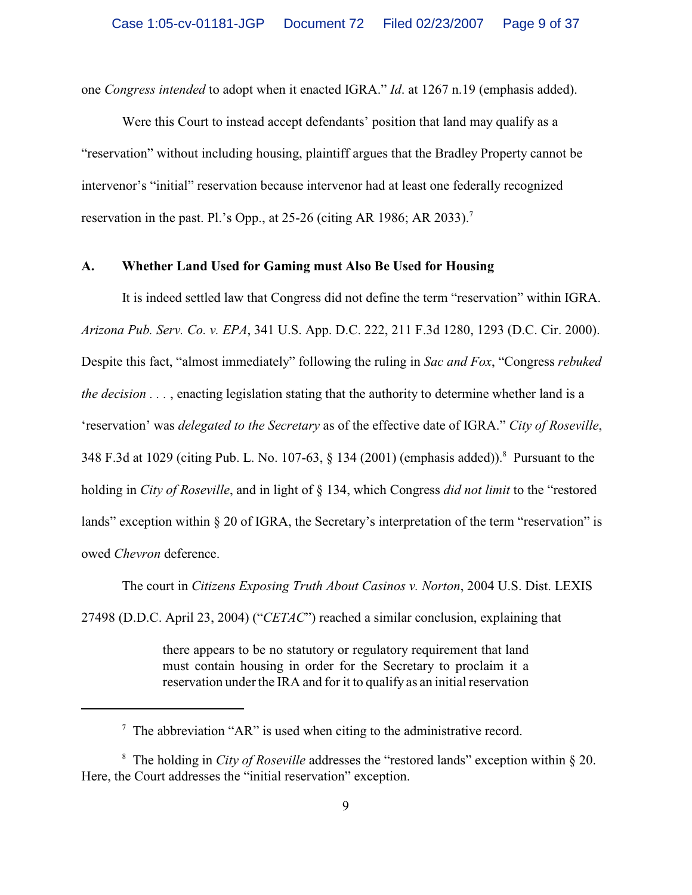one *Congress intended* to adopt when it enacted IGRA." *Id*. at 1267 n.19 (emphasis added).

Were this Court to instead accept defendants' position that land may qualify as a "reservation" without including housing, plaintiff argues that the Bradley Property cannot be intervenor's "initial" reservation because intervenor had at least one federally recognized reservation in the past. Pl.'s Opp., at 25-26 (citing AR 1986; AR 2033).[7]

**A. Whether Land Used for Gaming must Also Be Used for Housing**

It is indeed settled law that Congress did not define the term "reservation" within IGRA. *Arizona Pub. Serv. Co. v. EPA*, 341 U.S. App. D.C. 222, 211 F.3d 1280, 1293 (D.C. Cir. 2000). Despite this fact, "almost immediately" following the ruling in *Sac and Fox*, "Congress *rebuked the decision* . . . , enacting legislation stating that the authority to determine whether land is a 'reservation' was *delegated to the Secretary* as of the effective date of IGRA." *City of Roseville*, 348 F.3d at 1029 (citing Pub. L. No. 107-63, § 134 (2001) (emphasis added)).[8] Pursuant to the holding in *City of Roseville*, and in light of § 134, which Congress *did not limit* to the "restored lands" exception within § 20 of IGRA, the Secretary's interpretation of the term "reservation" is owed *Chevron* deference.

The court in *Citizens Exposing Truth About Casinos v. Norton*, 2004 U.S. Dist. LEXIS 27498 (D.D.C. April 23, 2004) ("*CETAC*") reached a similar conclusion, explaining that

> there appears to be no statutory or regulatory requirement that land must contain housing in order for the Secretary to proclaim it a reservation under the IRA and for it to qualify as an initial reservation

---

[7] The abbreviation "AR" is used when citing to the administrative record.

[8] The holding in *City of Roseville* addresses the "restored lands" exception within § 20. Here, the Court addresses the "initial reservation" exception.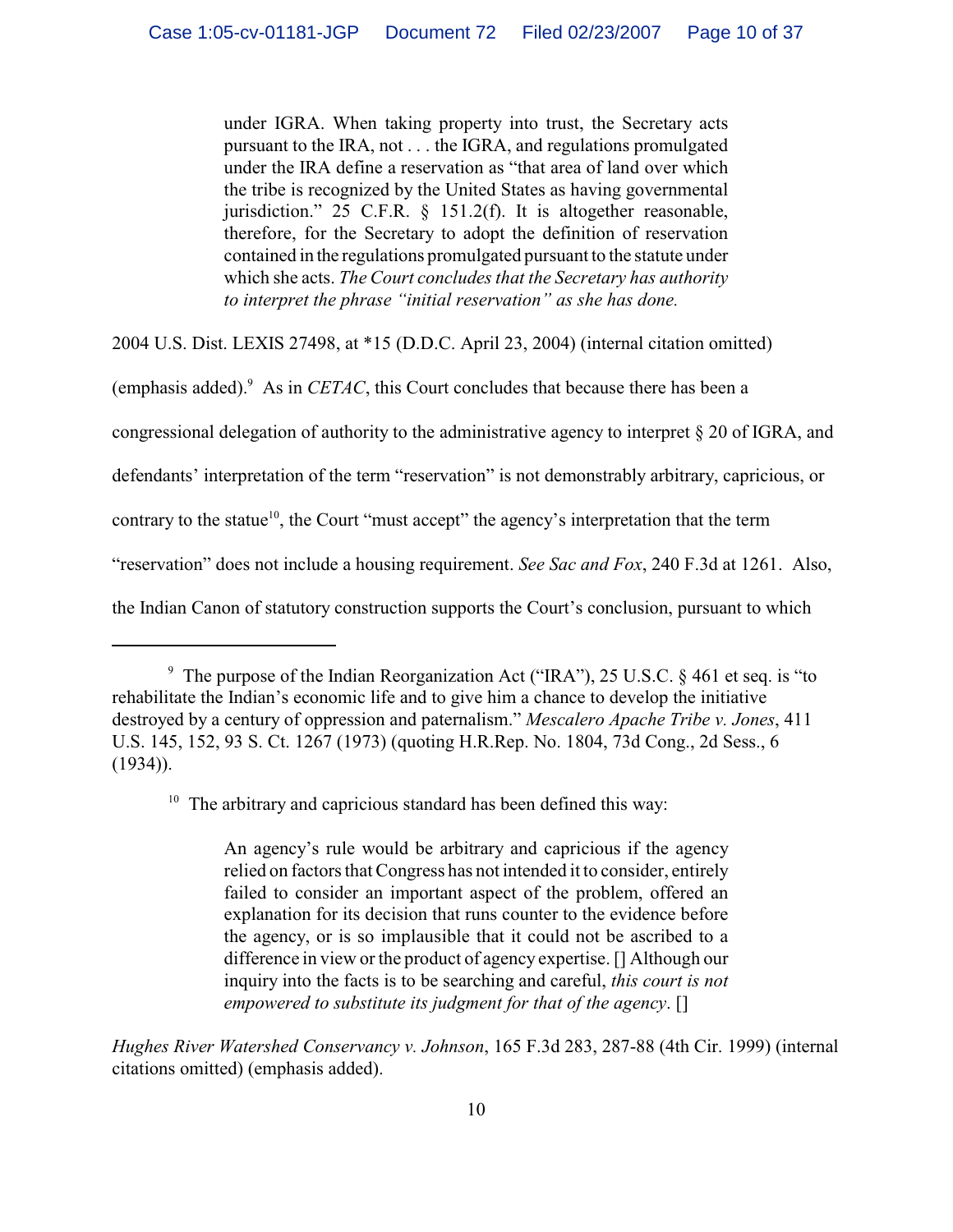> under IGRA. When taking property into trust, the Secretary acts pursuant to the IRA, not . . . the IGRA, and regulations promulgated under the IRA define a reservation as "that area of land over which the tribe is recognized by the United States as having governmental jurisdiction." 25 C.F.R. § 151.2(f). It is altogether reasonable, therefore, for the Secretary to adopt the definition of reservation contained in the regulations promulgated pursuant to the statute under which she acts. *The Court concludes that the Secretary has authority to interpret the phrase "initial reservation" as she has done.*

2004 U.S. Dist. LEXIS 27498, at *15 (D.D.C. April 23, 2004) (internal citation omitted) (emphasis added).[9] As in *CETAC*, this Court concludes that because there has been a congressional delegation of authority to the administrative agency to interpret § 20 of IGRA, and defendants' interpretation of the term "reservation" is not demonstrably arbitrary, capricious, or contrary to the statue[10], the Court "must accept" the agency's interpretation that the term "reservation" does not include a housing requirement. *See Sac and Fox*, 240 F.3d at 1261. Also, the Indian Canon of statutory construction supports the Court's conclusion, pursuant to which

---

[9] The purpose of the Indian Reorganization Act ("IRA"), 25 U.S.C. § 461 et seq. is "to rehabilitate the Indian's economic life and to give him a chance to develop the initiative destroyed by a century of oppression and paternalism." *Mescalero Apache Tribe v. Jones*, 411 U.S. 145, 152, 93 S. Ct. 1267 (1973) (quoting H.R.Rep. No. 1804, 73d Cong., 2d Sess., 6 (1934)).

[10] The arbitrary and capricious standard has been defined this way:

> An agency's rule would be arbitrary and capricious if the agency relied on factors that Congress has not intended it to consider, entirely failed to consider an important aspect of the problem, offered an explanation for its decision that runs counter to the evidence before the agency, or is so implausible that it could not be ascribed to a difference in view or the product of agency expertise. [] Although our inquiry into the facts is to be searching and careful, *this court is not empowered to substitute its judgment for that of the agency*. []

*Hughes River Watershed Conservancy v. Johnson*, 165 F.3d 283, 287-88 (4th Cir. 1999) (internal citations omitted) (emphasis added).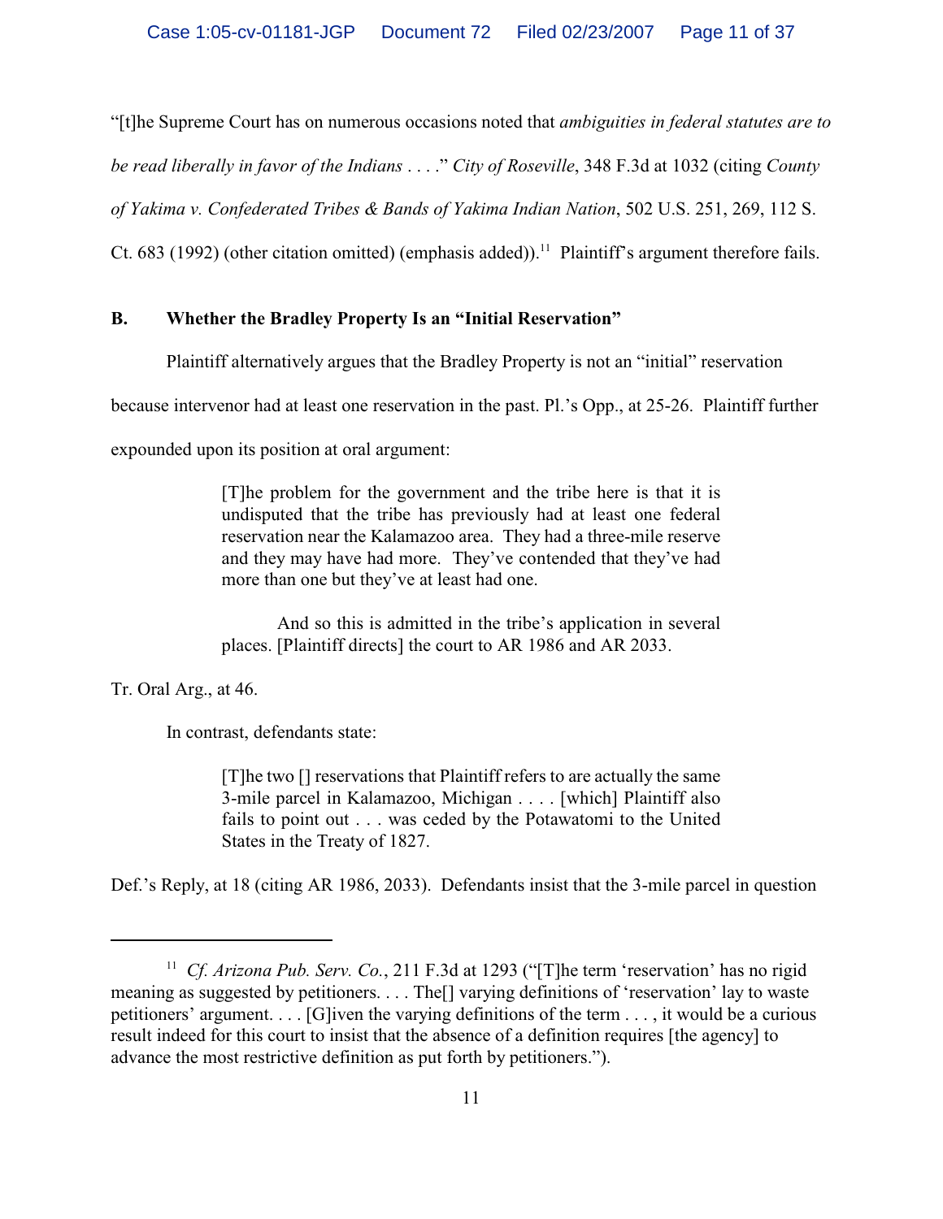"[t]he Supreme Court has on numerous occasions noted that *ambiguities in federal statutes are to be read liberally in favor of the Indians* . . . ." *City of Roseville*, 348 F.3d at 1032 (citing *County of Yakima v. Confederated Tribes & Bands of Yakima Indian Nation*, 502 U.S. 251, 269, 112 S. Ct. 683 (1992) (other citation omitted) (emphasis added)).[11] Plaintiff's argument therefore fails.

**B. Whether the Bradley Property Is an "Initial Reservation"**

Plaintiff alternatively argues that the Bradley Property is not an "initial" reservation because intervenor had at least one reservation in the past. Pl.'s Opp., at 25-26. Plaintiff further expounded upon its position at oral argument:

> [T]he problem for the government and the tribe here is that it is undisputed that the tribe has previously had at least one federal reservation near the Kalamazoo area. They had a three-mile reserve and they may have had more. They've contended that they've had more than one but they've at least had one.
>
> And so this is admitted in the tribe's application in several places. [Plaintiff directs] the court to AR 1986 and AR 2033.

Tr. Oral Arg., at 46.

In contrast, defendants state:

> [T]he two [] reservations that Plaintiff refers to are actually the same 3-mile parcel in Kalamazoo, Michigan . . . . [which] Plaintiff also fails to point out . . . was ceded by the Potawatomi to the United States in the Treaty of 1827.

Def.'s Reply, at 18 (citing AR 1986, 2033). Defendants insist that the 3-mile parcel in question

---

[11] *Cf. Arizona Pub. Serv. Co.*, 211 F.3d at 1293 ("[T]he term 'reservation' has no rigid meaning as suggested by petitioners. . . . The[] varying definitions of 'reservation' lay to waste petitioners' argument. . . . [G]iven the varying definitions of the term . . . , it would be a curious result indeed for this court to insist that the absence of a definition requires [the agency] to advance the most restrictive definition as put forth by petitioners.").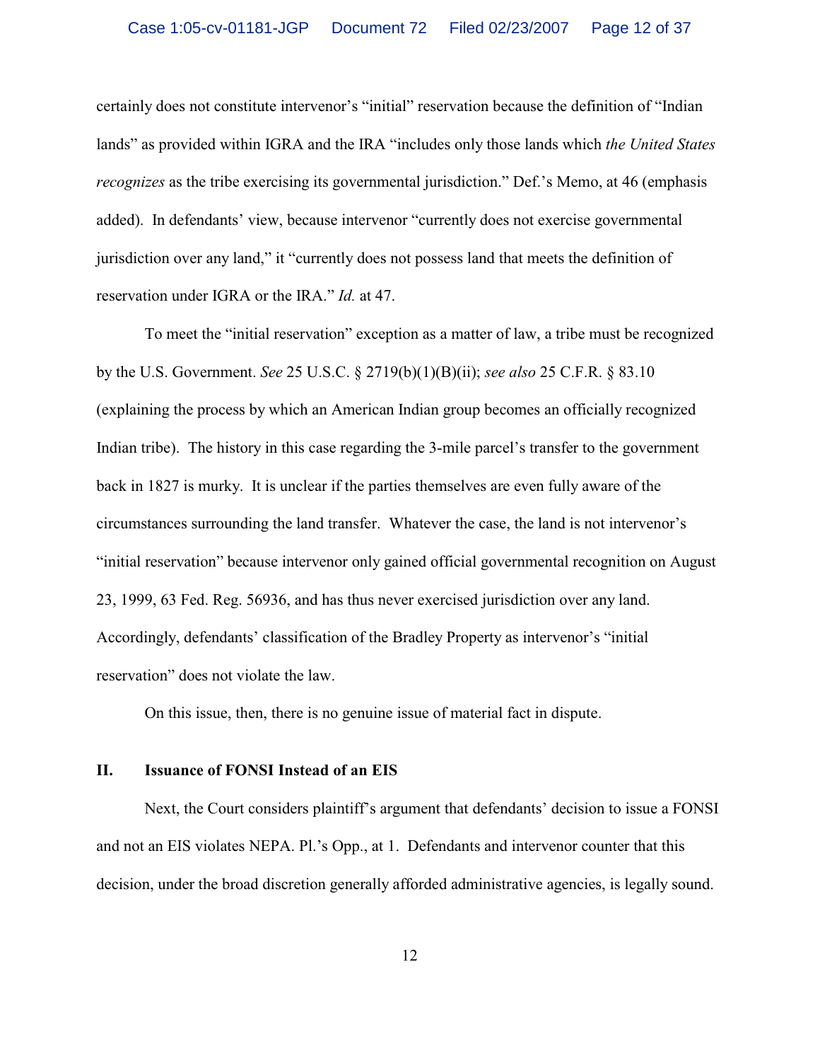certainly does not constitute intervenor's "initial" reservation because the definition of "Indian lands" as provided within IGRA and the IRA "includes only those lands which *the United States recognizes* as the tribe exercising its governmental jurisdiction." Def.'s Memo, at 46 (emphasis added). In defendants' view, because intervenor "currently does not exercise governmental jurisdiction over any land," it "currently does not possess land that meets the definition of reservation under IGRA or the IRA." *Id.* at 47.

To meet the "initial reservation" exception as a matter of law, a tribe must be recognized by the U.S. Government. *See* 25 U.S.C. § 2719(b)(1)(B)(ii); *see also* 25 C.F.R. § 83.10 (explaining the process by which an American Indian group becomes an officially recognized Indian tribe). The history in this case regarding the 3-mile parcel's transfer to the government back in 1827 is murky. It is unclear if the parties themselves are even fully aware of the circumstances surrounding the land transfer. Whatever the case, the land is not intervenor's "initial reservation" because intervenor only gained official governmental recognition on August 23, 1999, 63 Fed. Reg. 56936, and has thus never exercised jurisdiction over any land. Accordingly, defendants' classification of the Bradley Property as intervenor's "initial reservation" does not violate the law.

On this issue, then, there is no genuine issue of material fact in dispute.

## II. Issuance of FONSI Instead of an EIS

Next, the Court considers plaintiff's argument that defendants' decision to issue a FONSI and not an EIS violates NEPA. Pl.'s Opp., at 1. Defendants and intervenor counter that this decision, under the broad discretion generally afforded administrative agencies, is legally sound.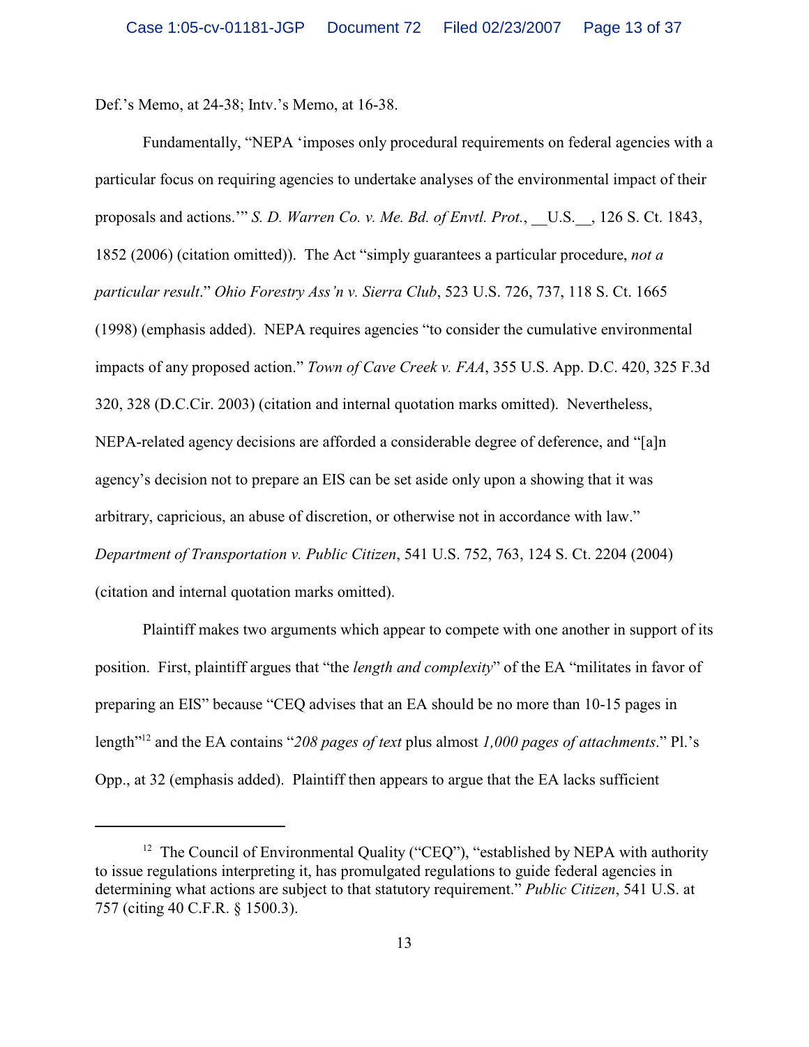Def.'s Memo, at 24-38; Intv.'s Memo, at 16-38.

Fundamentally, "NEPA 'imposes only procedural requirements on federal agencies with a particular focus on requiring agencies to undertake analyses of the environmental impact of their proposals and actions.'" *S. D. Warren Co. v. Me. Bd. of Envtl. Prot.*, __U.S.__, 126 S. Ct. 1843, 1852 (2006) (citation omitted)). The Act "simply guarantees a particular procedure, *not a particular result*." *Ohio Forestry Ass'n v. Sierra Club*, 523 U.S. 726, 737, 118 S. Ct. 1665 (1998) (emphasis added). NEPA requires agencies "to consider the cumulative environmental impacts of any proposed action." *Town of Cave Creek v. FAA*, 355 U.S. App. D.C. 420, 325 F.3d 320, 328 (D.C.Cir. 2003) (citation and internal quotation marks omitted). Nevertheless, NEPA-related agency decisions are afforded a considerable degree of deference, and "[a]n agency's decision not to prepare an EIS can be set aside only upon a showing that it was arbitrary, capricious, an abuse of discretion, or otherwise not in accordance with law." *Department of Transportation v. Public Citizen*, 541 U.S. 752, 763, 124 S. Ct. 2204 (2004) (citation and internal quotation marks omitted).

Plaintiff makes two arguments which appear to compete with one another in support of its position. First, plaintiff argues that "the *length and complexity*" of the EA "militates in favor of preparing an EIS" because "CEQ advises that an EA should be no more than 10-15 pages in length"[12] and the EA contains "*208 pages of text* plus almost *1,000 pages of attachments*." Pl.'s Opp., at 32 (emphasis added). Plaintiff then appears to argue that the EA lacks sufficient

---

[12] The Council of Environmental Quality ("CEQ"), "established by NEPA with authority to issue regulations interpreting it, has promulgated regulations to guide federal agencies in determining what actions are subject to that statutory requirement." *Public Citizen*, 541 U.S. at 757 (citing 40 C.F.R. § 1500.3).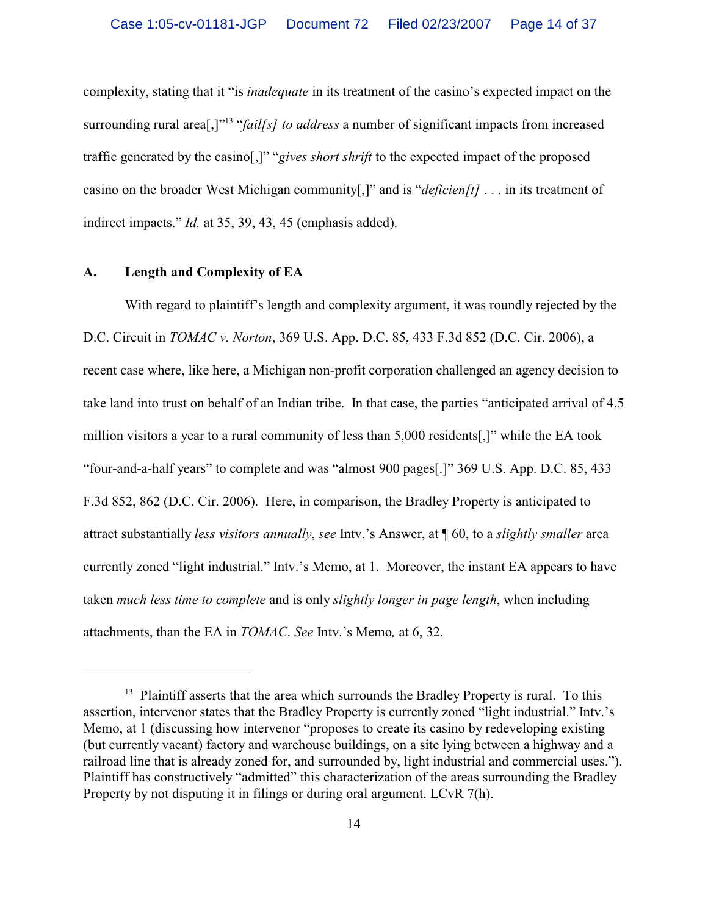complexity, stating that it "is *inadequate* in its treatment of the casino's expected impact on the surrounding rural area[,]"[13] "*fail[s] to address* a number of significant impacts from increased traffic generated by the casino[,]" "*gives short shrift* to the expected impact of the proposed casino on the broader West Michigan community[,]" and is "*deficien[t]* . . . in its treatment of indirect impacts." *Id.* at 35, 39, 43, 45 (emphasis added).

### A. Length and Complexity of EA

With regard to plaintiff's length and complexity argument, it was roundly rejected by the D.C. Circuit in *TOMAC v. Norton*, 369 U.S. App. D.C. 85, 433 F.3d 852 (D.C. Cir. 2006), a recent case where, like here, a Michigan non-profit corporation challenged an agency decision to take land into trust on behalf of an Indian tribe. In that case, the parties "anticipated arrival of 4.5 million visitors a year to a rural community of less than 5,000 residents[,]" while the EA took "four-and-a-half years" to complete and was "almost 900 pages[.]" 369 U.S. App. D.C. 85, 433 F.3d 852, 862 (D.C. Cir. 2006). Here, in comparison, the Bradley Property is anticipated to attract substantially *less visitors annually*, *see* Intv.'s Answer, at ¶ 60, to a *slightly smaller* area currently zoned "light industrial." Intv.'s Memo, at 1. Moreover, the instant EA appears to have taken *much less time to complete* and is only *slightly longer in page length*, when including attachments, than the EA in *TOMAC*. *See* Intv.'s Memo, at 6, 32.

---

[13] Plaintiff asserts that the area which surrounds the Bradley Property is rural. To this assertion, intervenor states that the Bradley Property is currently zoned "light industrial." Intv.'s Memo, at 1 (discussing how intervenor "proposes to create its casino by redeveloping existing (but currently vacant) factory and warehouse buildings, on a site lying between a highway and a railroad line that is already zoned for, and surrounded by, light industrial and commercial uses."). Plaintiff has constructively "admitted" this characterization of the areas surrounding the Bradley Property by not disputing it in filings or during oral argument. LCvR 7(h).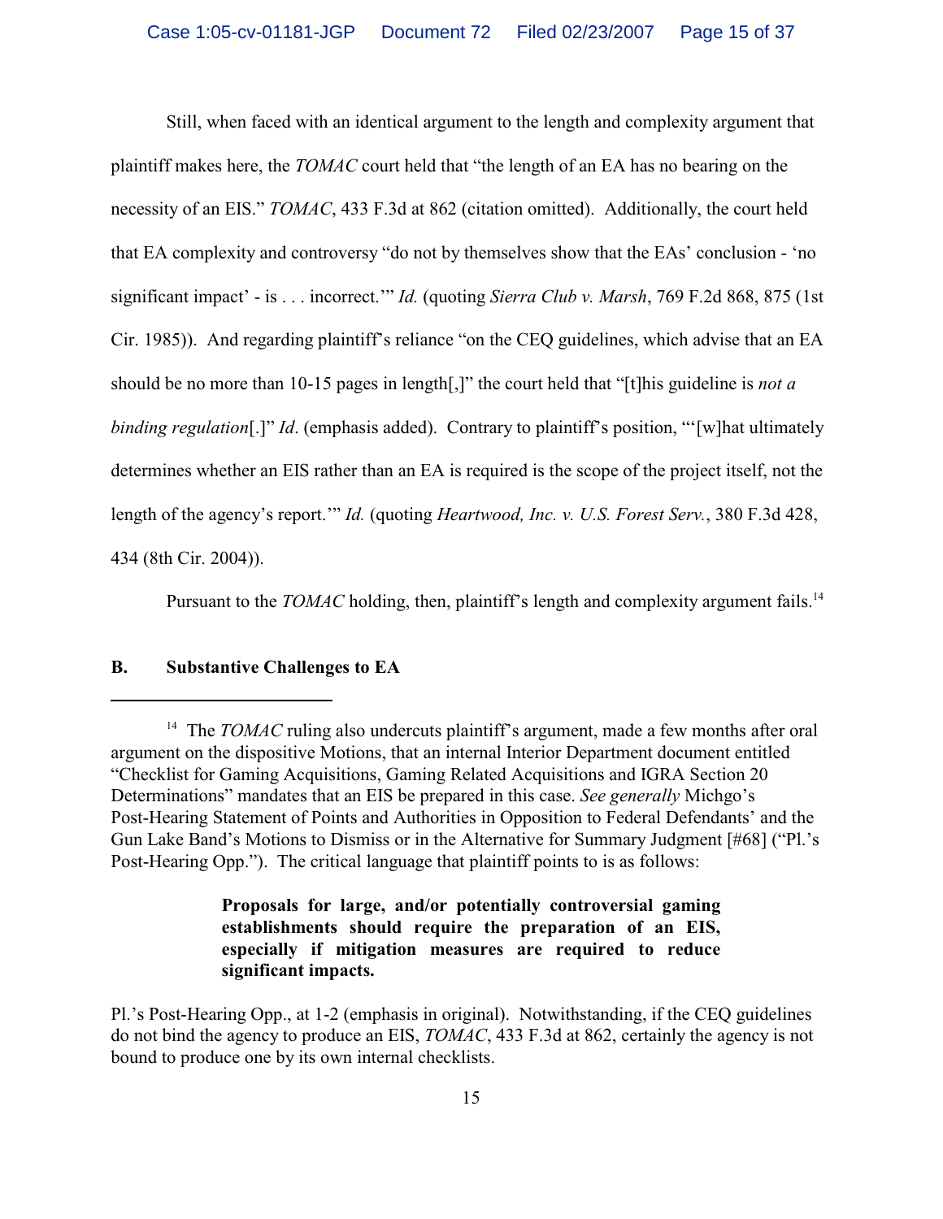Still, when faced with an identical argument to the length and complexity argument that plaintiff makes here, the *TOMAC* court held that "the length of an EA has no bearing on the necessity of an EIS." *TOMAC*, 433 F.3d at 862 (citation omitted). Additionally, the court held that EA complexity and controversy "do not by themselves show that the EAs' conclusion - 'no significant impact' - is . . . incorrect.'" *Id.* (quoting *Sierra Club v. Marsh*, 769 F.2d 868, 875 (1st Cir. 1985)). And regarding plaintiff's reliance "on the CEQ guidelines, which advise that an EA should be no more than 10-15 pages in length[,]" the court held that "[t]his guideline is *not a binding regulation*[.]" *Id*. (emphasis added). Contrary to plaintiff's position, "'[w]hat ultimately determines whether an EIS rather than an EA is required is the scope of the project itself, not the length of the agency's report.'" *Id.* (quoting *Heartwood, Inc. v. U.S. Forest Serv.*, 380 F.3d 428, 434 (8th Cir. 2004)).

Pursuant to the *TOMAC* holding, then, plaintiff's length and complexity argument fails.[14]

## B. Substantive Challenges to EA

---

[14] The *TOMAC* ruling also undercuts plaintiff's argument, made a few months after oral argument on the dispositive Motions, that an internal Interior Department document entitled "Checklist for Gaming Acquisitions, Gaming Related Acquisitions and IGRA Section 20 Determinations" mandates that an EIS be prepared in this case. *See generally* Michgo's Post-Hearing Statement of Points and Authorities in Opposition to Federal Defendants' and the Gun Lake Band's Motions to Dismiss or in the Alternative for Summary Judgment [#68] ("Pl.'s Post-Hearing Opp."). The critical language that plaintiff points to is as follows:

> **Proposals for large, and/or potentially controversial gaming establishments should require the preparation of an EIS, especially if mitigation measures are required to reduce significant impacts.**

Pl.'s Post-Hearing Opp., at 1-2 (emphasis in original). Notwithstanding, if the CEQ guidelines do not bind the agency to produce an EIS, *TOMAC*, 433 F.3d at 862, certainly the agency is not bound to produce one by its own internal checklists.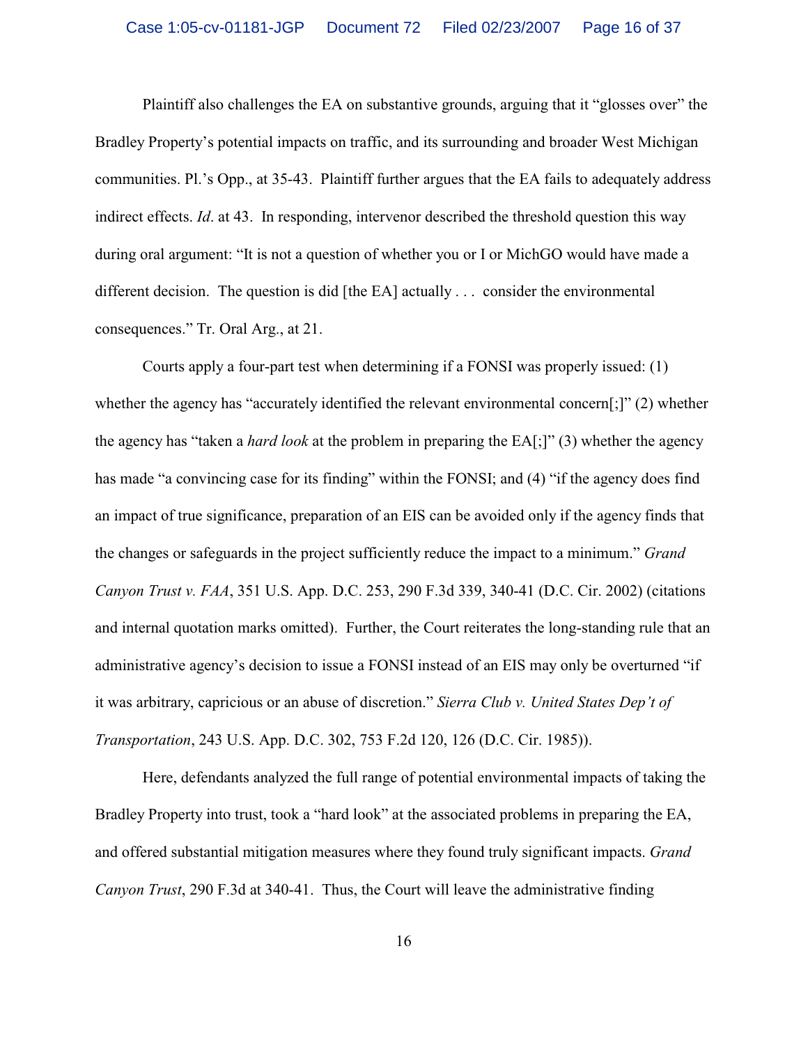Plaintiff also challenges the EA on substantive grounds, arguing that it "glosses over" the Bradley Property's potential impacts on traffic, and its surrounding and broader West Michigan communities. Pl.'s Opp., at 35-43. Plaintiff further argues that the EA fails to adequately address indirect effects. *Id*. at 43. In responding, intervenor described the threshold question this way during oral argument: "It is not a question of whether you or I or MichGO would have made a different decision. The question is did [the EA] actually . . . consider the environmental consequences." Tr. Oral Arg., at 21.

Courts apply a four-part test when determining if a FONSI was properly issued: (1) whether the agency has "accurately identified the relevant environmental concern[;]" (2) whether the agency has "taken a *hard look* at the problem in preparing the EA[;]" (3) whether the agency has made "a convincing case for its finding" within the FONSI; and (4) "if the agency does find an impact of true significance, preparation of an EIS can be avoided only if the agency finds that the changes or safeguards in the project sufficiently reduce the impact to a minimum." *Grand Canyon Trust v. FAA*, 351 U.S. App. D.C. 253, 290 F.3d 339, 340-41 (D.C. Cir. 2002) (citations and internal quotation marks omitted). Further, the Court reiterates the long-standing rule that an administrative agency's decision to issue a FONSI instead of an EIS may only be overturned "if it was arbitrary, capricious or an abuse of discretion." *Sierra Club v. United States Dep't of Transportation*, 243 U.S. App. D.C. 302, 753 F.2d 120, 126 (D.C. Cir. 1985)).

Here, defendants analyzed the full range of potential environmental impacts of taking the Bradley Property into trust, took a "hard look" at the associated problems in preparing the EA, and offered substantial mitigation measures where they found truly significant impacts. *Grand Canyon Trust*, 290 F.3d at 340-41. Thus, the Court will leave the administrative finding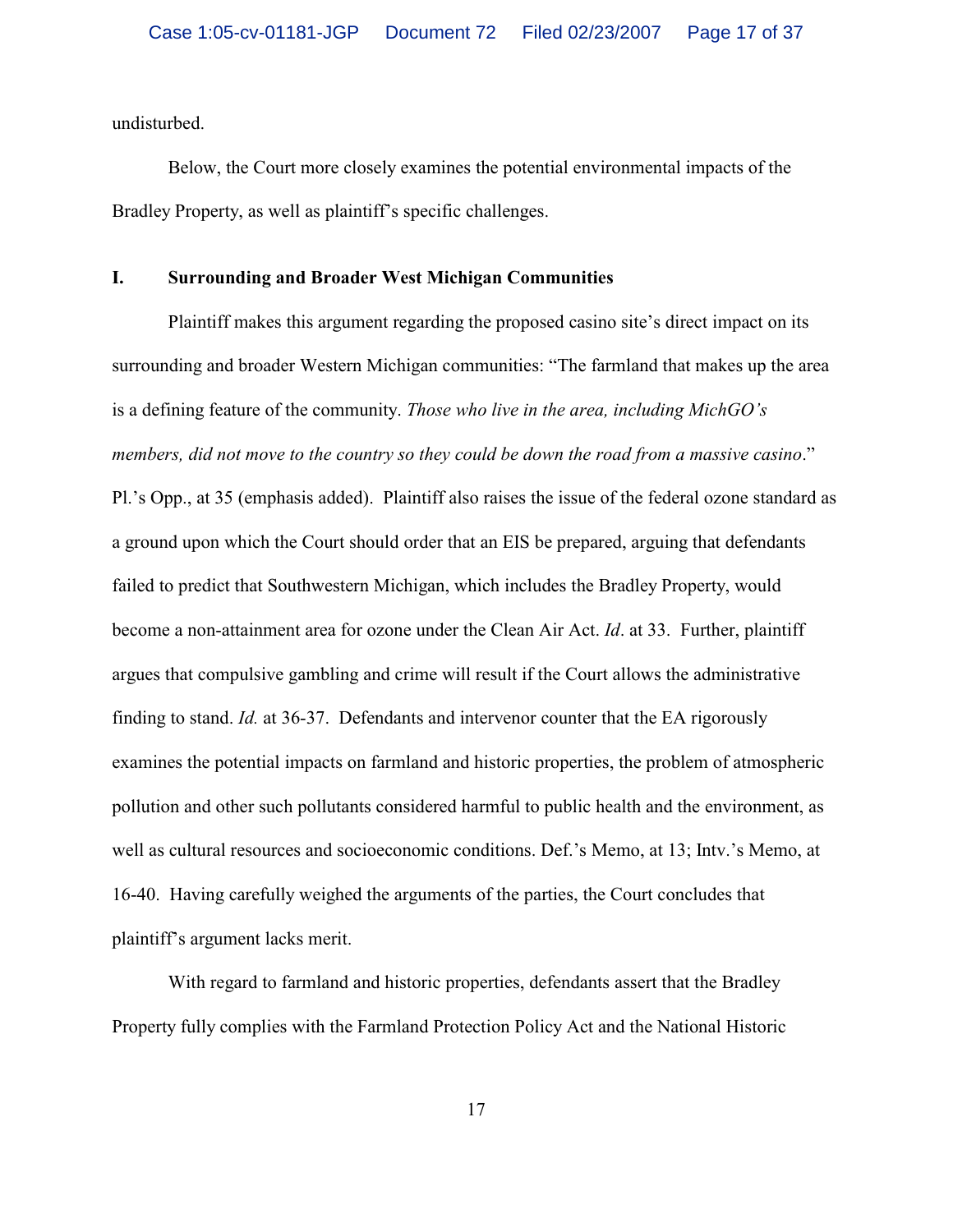undisturbed.

Below, the Court more closely examines the potential environmental impacts of the Bradley Property, as well as plaintiff's specific challenges.

## I. Surrounding and Broader West Michigan Communities

Plaintiff makes this argument regarding the proposed casino site's direct impact on its surrounding and broader Western Michigan communities: "The farmland that makes up the area is a defining feature of the community. *Those who live in the area, including MichGO's members, did not move to the country so they could be down the road from a massive casino*." Pl.'s Opp., at 35 (emphasis added). Plaintiff also raises the issue of the federal ozone standard as a ground upon which the Court should order that an EIS be prepared, arguing that defendants failed to predict that Southwestern Michigan, which includes the Bradley Property, would become a non-attainment area for ozone under the Clean Air Act. *Id*. at 33. Further, plaintiff argues that compulsive gambling and crime will result if the Court allows the administrative finding to stand. *Id.* at 36-37. Defendants and intervenor counter that the EA rigorously examines the potential impacts on farmland and historic properties, the problem of atmospheric pollution and other such pollutants considered harmful to public health and the environment, as well as cultural resources and socioeconomic conditions. Def.'s Memo, at 13; Intv.'s Memo, at 16-40. Having carefully weighed the arguments of the parties, the Court concludes that plaintiff's argument lacks merit.

With regard to farmland and historic properties, defendants assert that the Bradley Property fully complies with the Farmland Protection Policy Act and the National Historic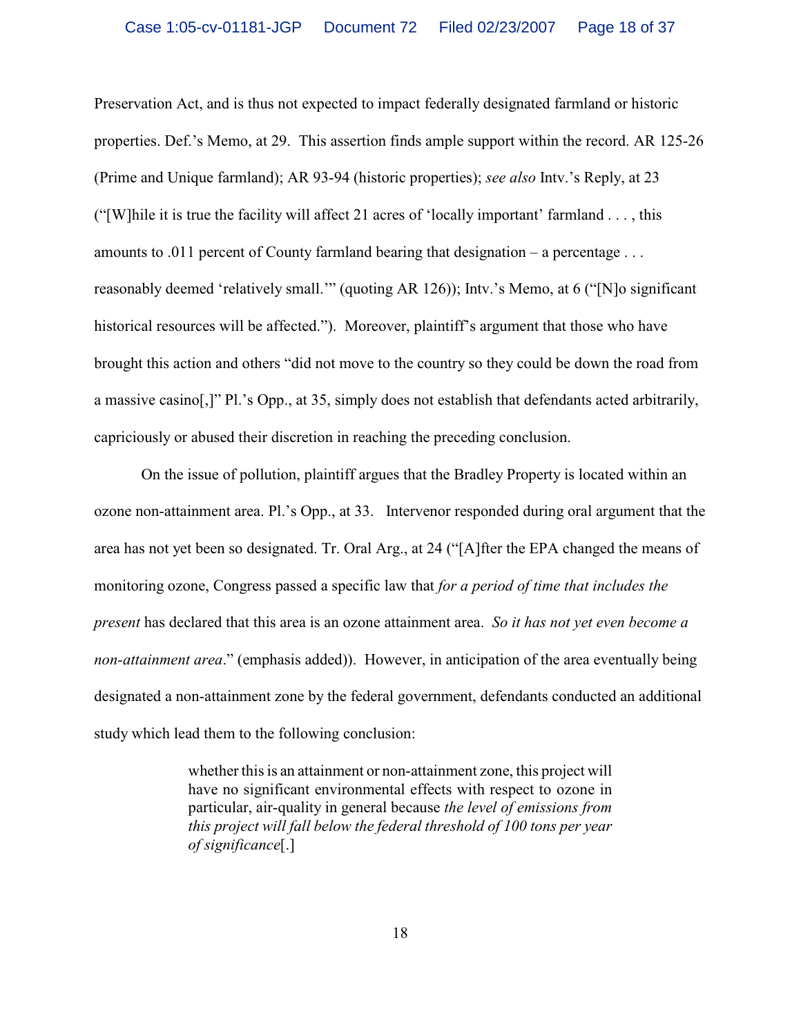Preservation Act, and is thus not expected to impact federally designated farmland or historic properties. Def.'s Memo, at 29. This assertion finds ample support within the record. AR 125-26 (Prime and Unique farmland); AR 93-94 (historic properties); *see also* Intv.'s Reply, at 23 ("[W]hile it is true the facility will affect 21 acres of 'locally important' farmland . . . , this amounts to .011 percent of County farmland bearing that designation – a percentage . . . reasonably deemed 'relatively small.'" (quoting AR 126)); Intv.'s Memo, at 6 ("[N]o significant historical resources will be affected."). Moreover, plaintiff's argument that those who have brought this action and others "did not move to the country so they could be down the road from a massive casino[,]" Pl.'s Opp., at 35, simply does not establish that defendants acted arbitrarily, capriciously or abused their discretion in reaching the preceding conclusion.

On the issue of pollution, plaintiff argues that the Bradley Property is located within an ozone non-attainment area. Pl.'s Opp., at 33. Intervenor responded during oral argument that the area has not yet been so designated. Tr. Oral Arg., at 24 ("[A]fter the EPA changed the means of monitoring ozone, Congress passed a specific law that *for a period of time that includes the present* has declared that this area is an ozone attainment area. *So it has not yet even become a non-attainment area*." (emphasis added)). However, in anticipation of the area eventually being designated a non-attainment zone by the federal government, defendants conducted an additional study which lead them to the following conclusion:

> whether this is an attainment or non-attainment zone, this project will have no significant environmental effects with respect to ozone in particular, air-quality in general because *the level of emissions from this project will fall below the federal threshold of 100 tons per year of significance*[.]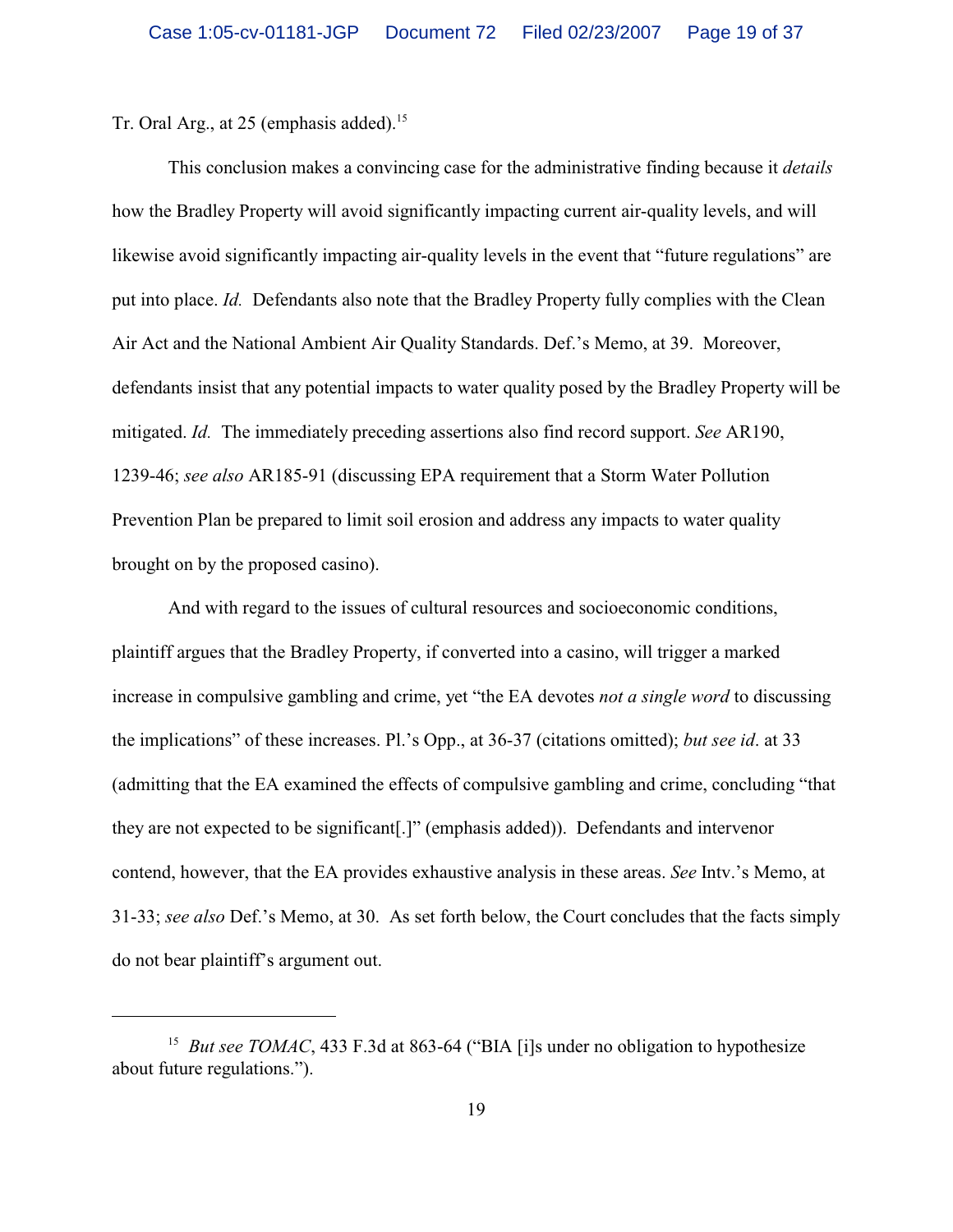Tr. Oral Arg., at 25 (emphasis added).[15]

This conclusion makes a convincing case for the administrative finding because it *details* how the Bradley Property will avoid significantly impacting current air-quality levels, and will likewise avoid significantly impacting air-quality levels in the event that "future regulations" are put into place. *Id.* Defendants also note that the Bradley Property fully complies with the Clean Air Act and the National Ambient Air Quality Standards. Def.'s Memo, at 39. Moreover, defendants insist that any potential impacts to water quality posed by the Bradley Property will be mitigated. *Id.* The immediately preceding assertions also find record support. *See* AR190, 1239-46; *see also* AR185-91 (discussing EPA requirement that a Storm Water Pollution Prevention Plan be prepared to limit soil erosion and address any impacts to water quality brought on by the proposed casino).

And with regard to the issues of cultural resources and socioeconomic conditions, plaintiff argues that the Bradley Property, if converted into a casino, will trigger a marked increase in compulsive gambling and crime, yet "the EA devotes *not a single word* to discussing the implications" of these increases. Pl.'s Opp., at 36-37 (citations omitted); *but see id.* at 33 (admitting that the EA examined the effects of compulsive gambling and crime, concluding "that they are not expected to be significant[.]" (emphasis added)). Defendants and intervenor contend, however, that the EA provides exhaustive analysis in these areas. *See* Intv.'s Memo, at 31-33; *see also* Def.'s Memo, at 30. As set forth below, the Court concludes that the facts simply do not bear plaintiff's argument out.

---

[15] *But see TOMAC*, 433 F.3d at 863-64 ("BIA [i]s under no obligation to hypothesize about future regulations.").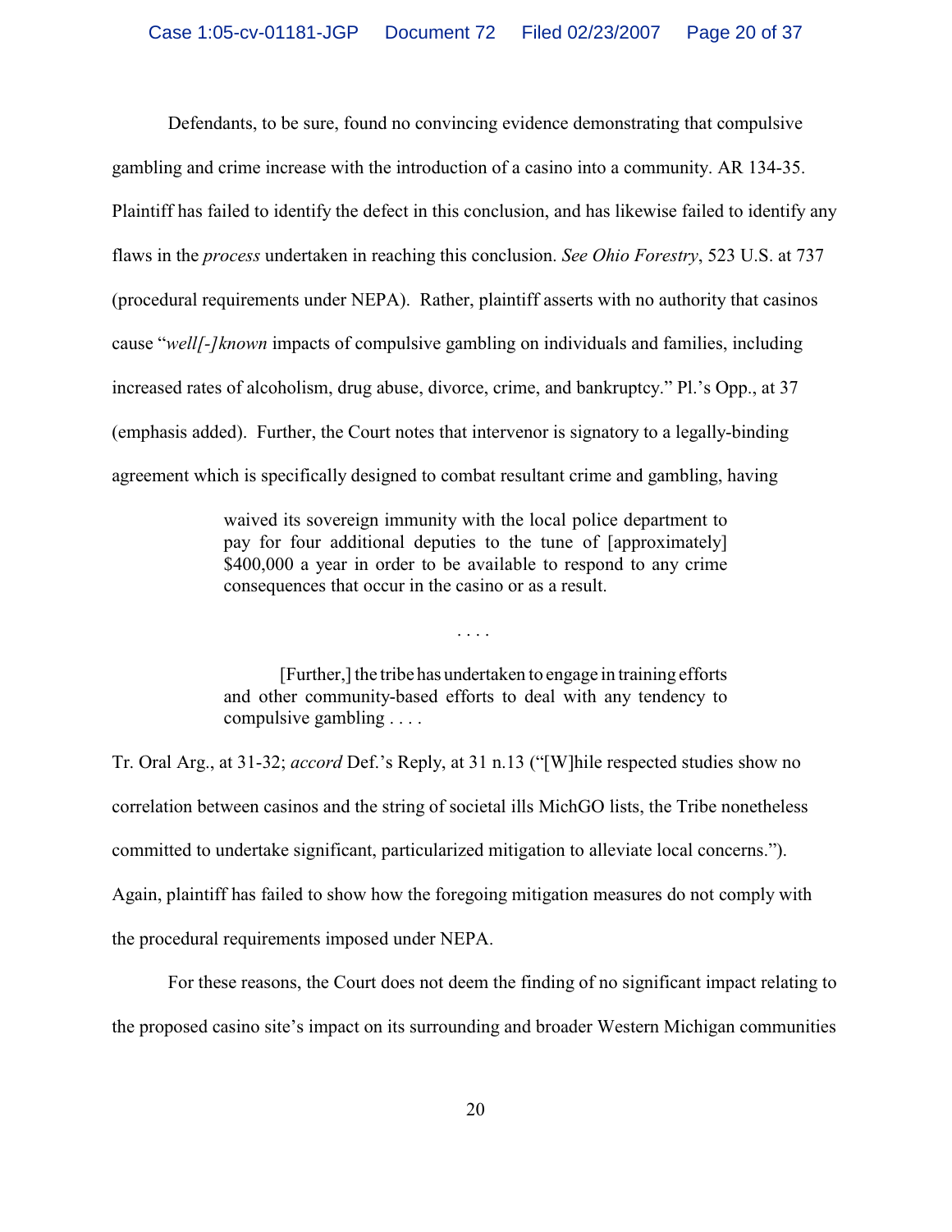Defendants, to be sure, found no convincing evidence demonstrating that compulsive gambling and crime increase with the introduction of a casino into a community. AR 134-35. Plaintiff has failed to identify the defect in this conclusion, and has likewise failed to identify any flaws in the *process* undertaken in reaching this conclusion. *See Ohio Forestry*, 523 U.S. at 737 (procedural requirements under NEPA). Rather, plaintiff asserts with no authority that casinos cause "*well[-]known* impacts of compulsive gambling on individuals and families, including increased rates of alcoholism, drug abuse, divorce, crime, and bankruptcy." Pl.'s Opp., at 37 (emphasis added). Further, the Court notes that intervenor is signatory to a legally-binding agreement which is specifically designed to combat resultant crime and gambling, having

> waived its sovereign immunity with the local police department to pay for four additional deputies to the tune of [approximately] $400,000 a year in order to be available to respond to any crime consequences that occur in the casino or as a result.
>
> . . . .
>
> [Further,] the tribe has undertaken to engage in training efforts and other community-based efforts to deal with any tendency to compulsive gambling . . . .

Tr. Oral Arg., at 31-32; *accord* Def.'s Reply, at 31 n.13 ("[W]hile respected studies show no correlation between casinos and the string of societal ills MichGO lists, the Tribe nonetheless committed to undertake significant, particularized mitigation to alleviate local concerns."). Again, plaintiff has failed to show how the foregoing mitigation measures do not comply with the procedural requirements imposed under NEPA.

For these reasons, the Court does not deem the finding of no significant impact relating to the proposed casino site's impact on its surrounding and broader Western Michigan communities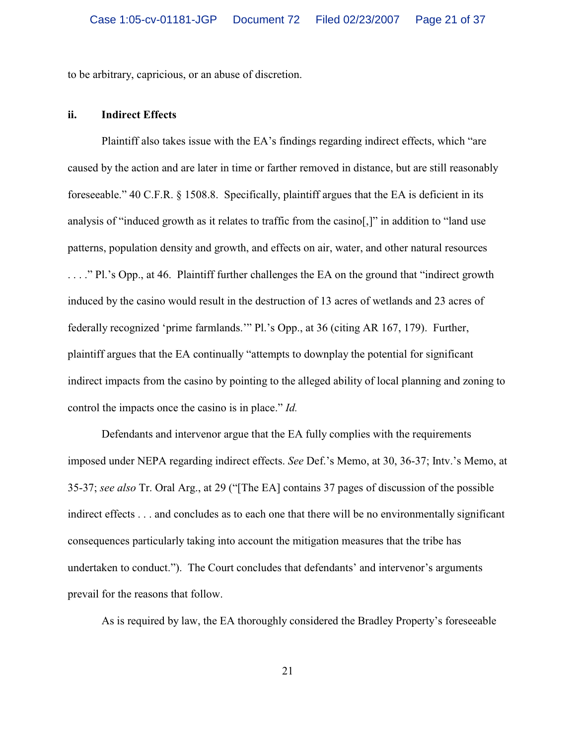to be arbitrary, capricious, or an abuse of discretion.

**ii. Indirect Effects**

Plaintiff also takes issue with the EA's findings regarding indirect effects, which "are caused by the action and are later in time or farther removed in distance, but are still reasonably foreseeable." 40 C.F.R. § 1508.8. Specifically, plaintiff argues that the EA is deficient in its analysis of "induced growth as it relates to traffic from the casino[,]" in addition to "land use patterns, population density and growth, and effects on air, water, and other natural resources . . . ." Pl.'s Opp., at 46. Plaintiff further challenges the EA on the ground that "indirect growth induced by the casino would result in the destruction of 13 acres of wetlands and 23 acres of federally recognized 'prime farmlands.'" Pl.'s Opp., at 36 (citing AR 167, 179). Further, plaintiff argues that the EA continually "attempts to downplay the potential for significant indirect impacts from the casino by pointing to the alleged ability of local planning and zoning to control the impacts once the casino is in place." *Id.*

Defendants and intervenor argue that the EA fully complies with the requirements imposed under NEPA regarding indirect effects. *See* Def.'s Memo, at 30, 36-37; Intv.'s Memo, at 35-37; *see also* Tr. Oral Arg., at 29 ("[The EA] contains 37 pages of discussion of the possible indirect effects . . . and concludes as to each one that there will be no environmentally significant consequences particularly taking into account the mitigation measures that the tribe has undertaken to conduct."). The Court concludes that defendants' and intervenor's arguments prevail for the reasons that follow.

As is required by law, the EA thoroughly considered the Bradley Property's foreseeable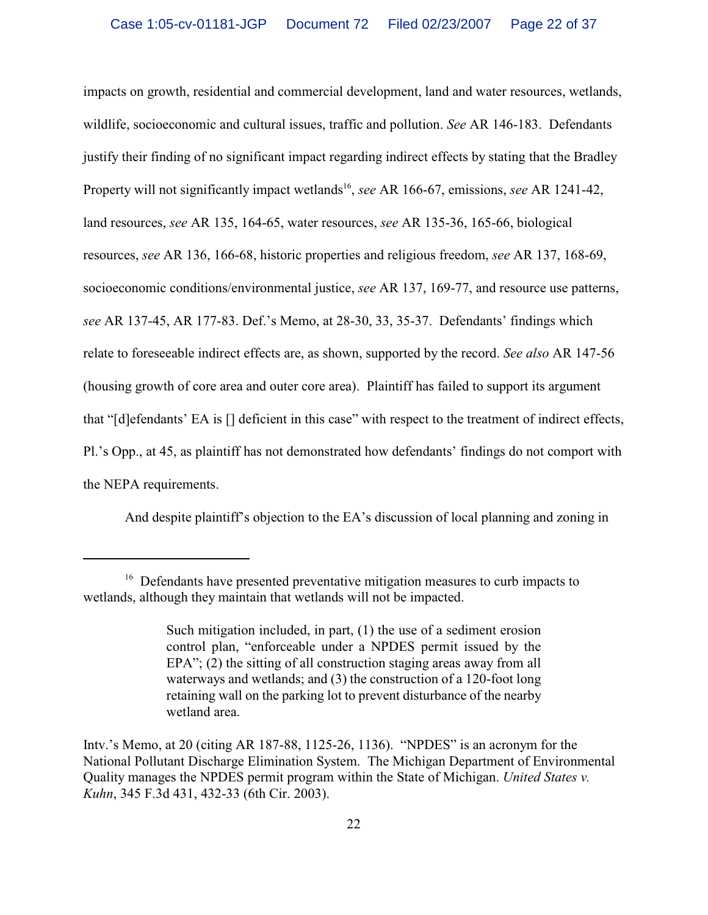impacts on growth, residential and commercial development, land and water resources, wetlands, wildlife, socioeconomic and cultural issues, traffic and pollution. *See* AR 146-183. Defendants justify their finding of no significant impact regarding indirect effects by stating that the Bradley Property will not significantly impact wetlands[16], *see* AR 166-67, emissions, *see* AR 1241-42, land resources, *see* AR 135, 164-65, water resources, *see* AR 135-36, 165-66, biological resources, *see* AR 136, 166-68, historic properties and religious freedom, *see* AR 137, 168-69, socioeconomic conditions/environmental justice, *see* AR 137, 169-77, and resource use patterns, *see* AR 137-45, AR 177-83. Def.'s Memo, at 28-30, 33, 35-37. Defendants' findings which relate to foreseeable indirect effects are, as shown, supported by the record. *See also* AR 147-56 (housing growth of core area and outer core area). Plaintiff has failed to support its argument that "[d]efendants' EA is [] deficient in this case" with respect to the treatment of indirect effects, Pl.'s Opp., at 45, as plaintiff has not demonstrated how defendants' findings do not comport with the NEPA requirements.

And despite plaintiff's objection to the EA's discussion of local planning and zoning in

---

[16] Defendants have presented preventative mitigation measures to curb impacts to wetlands, although they maintain that wetlands will not be impacted.

> Such mitigation included, in part, (1) the use of a sediment erosion control plan, "enforceable under a NPDES permit issued by the EPA"; (2) the sitting of all construction staging areas away from all waterways and wetlands; and (3) the construction of a 120-foot long retaining wall on the parking lot to prevent disturbance of the nearby wetland area.

Intv.'s Memo, at 20 (citing AR 187-88, 1125-26, 1136). "NPDES" is an acronym for the National Pollutant Discharge Elimination System. The Michigan Department of Environmental Quality manages the NPDES permit program within the State of Michigan. *United States v. Kuhn*, 345 F.3d 431, 432-33 (6th Cir. 2003).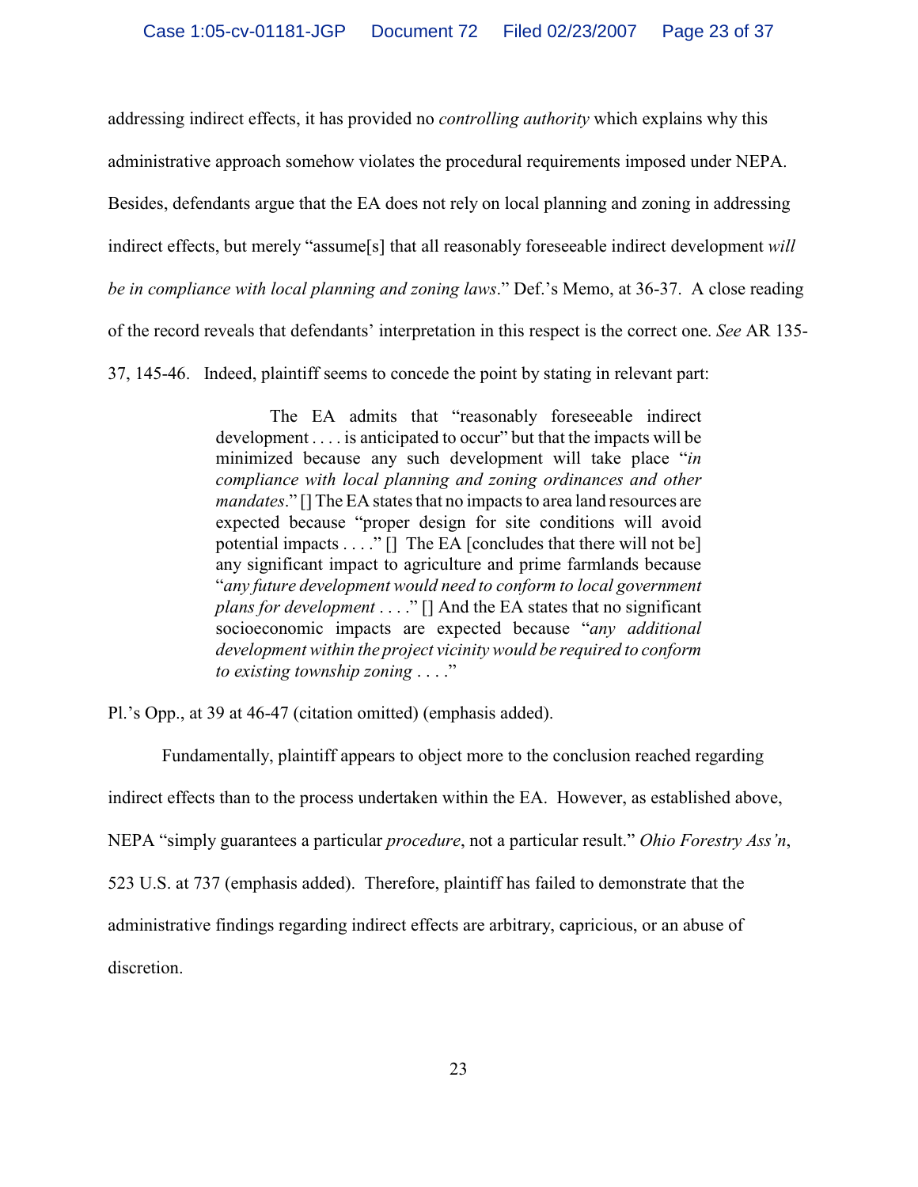addressing indirect effects, it has provided no *controlling authority* which explains why this administrative approach somehow violates the procedural requirements imposed under NEPA. Besides, defendants argue that the EA does not rely on local planning and zoning in addressing indirect effects, but merely "assume[s] that all reasonably foreseeable indirect development *will be in compliance with local planning and zoning laws*." Def.'s Memo, at 36-37. A close reading of the record reveals that defendants' interpretation in this respect is the correct one. *See* AR 135-37, 145-46. Indeed, plaintiff seems to concede the point by stating in relevant part:

> The EA admits that "reasonably foreseeable indirect development . . . . is anticipated to occur" but that the impacts will be minimized because any such development will take place "*in compliance with local planning and zoning ordinances and other mandates*." [] The EA states that no impacts to area land resources are expected because "proper design for site conditions will avoid potential impacts . . . ." [] The EA [concludes that there will not be] any significant impact to agriculture and prime farmlands because "*any future development would need to conform to local government plans for development* . . . ." [] And the EA states that no significant socioeconomic impacts are expected because "*any additional development within the project vicinity would be required to conform to existing township zoning* . . . ."

Pl.'s Opp., at 39 at 46-47 (citation omitted) (emphasis added).

Fundamentally, plaintiff appears to object more to the conclusion reached regarding indirect effects than to the process undertaken within the EA. However, as established above, NEPA "simply guarantees a particular *procedure*, not a particular result." *Ohio Forestry Ass'n*, 523 U.S. at 737 (emphasis added). Therefore, plaintiff has failed to demonstrate that the administrative findings regarding indirect effects are arbitrary, capricious, or an abuse of discretion.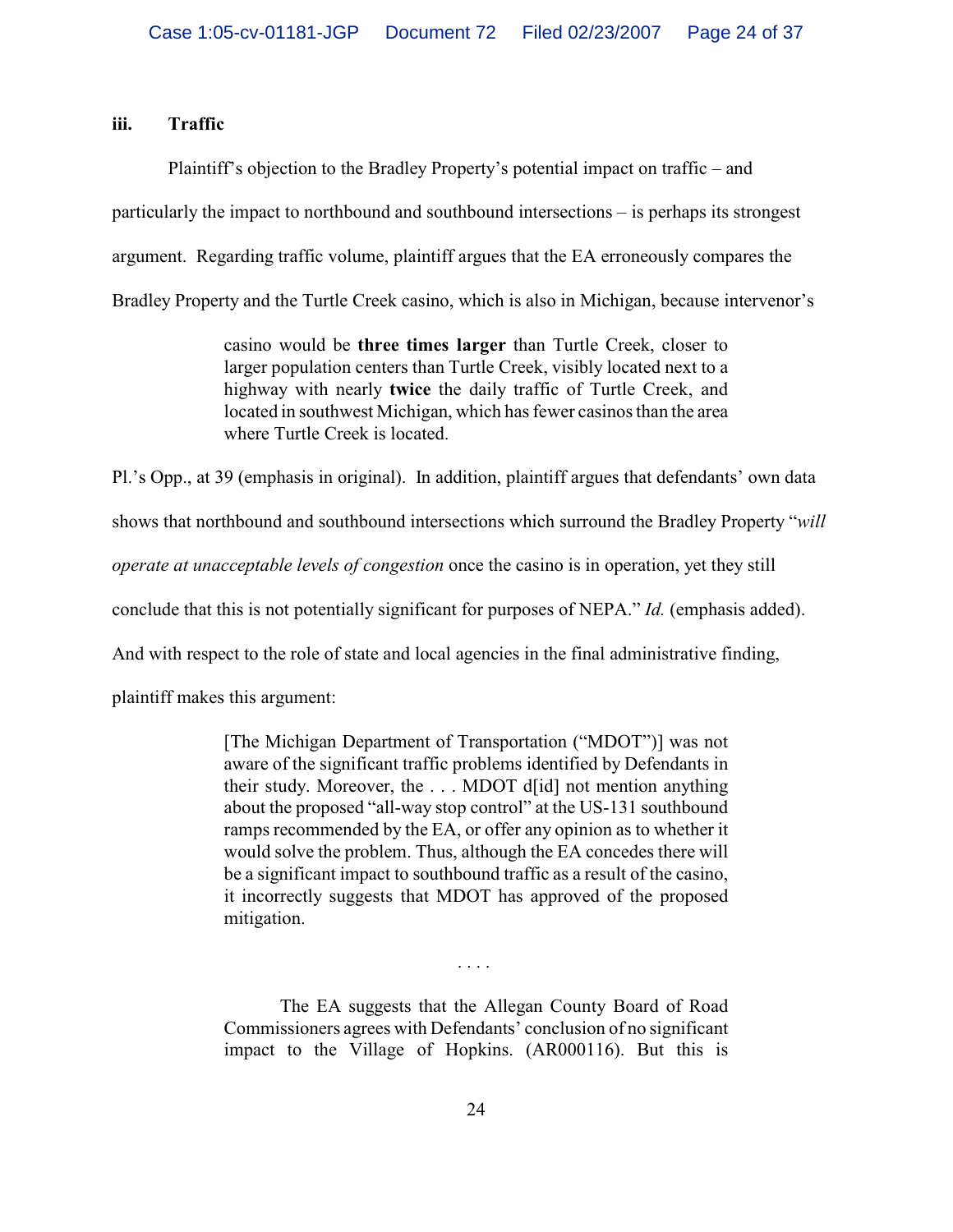### iii. Traffic

Plaintiff's objection to the Bradley Property's potential impact on traffic – and particularly the impact to northbound and southbound intersections – is perhaps its strongest argument. Regarding traffic volume, plaintiff argues that the EA erroneously compares the Bradley Property and the Turtle Creek casino, which is also in Michigan, because intervenor's

> casino would be **three times larger** than Turtle Creek, closer to larger population centers than Turtle Creek, visibly located next to a highway with nearly **twice** the daily traffic of Turtle Creek, and located in southwest Michigan, which has fewer casinos than the area where Turtle Creek is located.

Pl.'s Opp., at 39 (emphasis in original). In addition, plaintiff argues that defendants' own data shows that northbound and southbound intersections which surround the Bradley Property "*will operate at unacceptable levels of congestion* once the casino is in operation, yet they still conclude that this is not potentially significant for purposes of NEPA." *Id.* (emphasis added). And with respect to the role of state and local agencies in the final administrative finding, plaintiff makes this argument:

> [The Michigan Department of Transportation ("MDOT")] was not aware of the significant traffic problems identified by Defendants in their study. Moreover, the . . . MDOT d[id] not mention anything about the proposed "all-way stop control" at the US-131 southbound ramps recommended by the EA, or offer any opinion as to whether it would solve the problem. Thus, although the EA concedes there will be a significant impact to southbound traffic as a result of the casino, it incorrectly suggests that MDOT has approved of the proposed mitigation.
>
> . . . .
>
> The EA suggests that the Allegan County Board of Road Commissioners agrees with Defendants' conclusion of no significant impact to the Village of Hopkins. (AR000116). But this is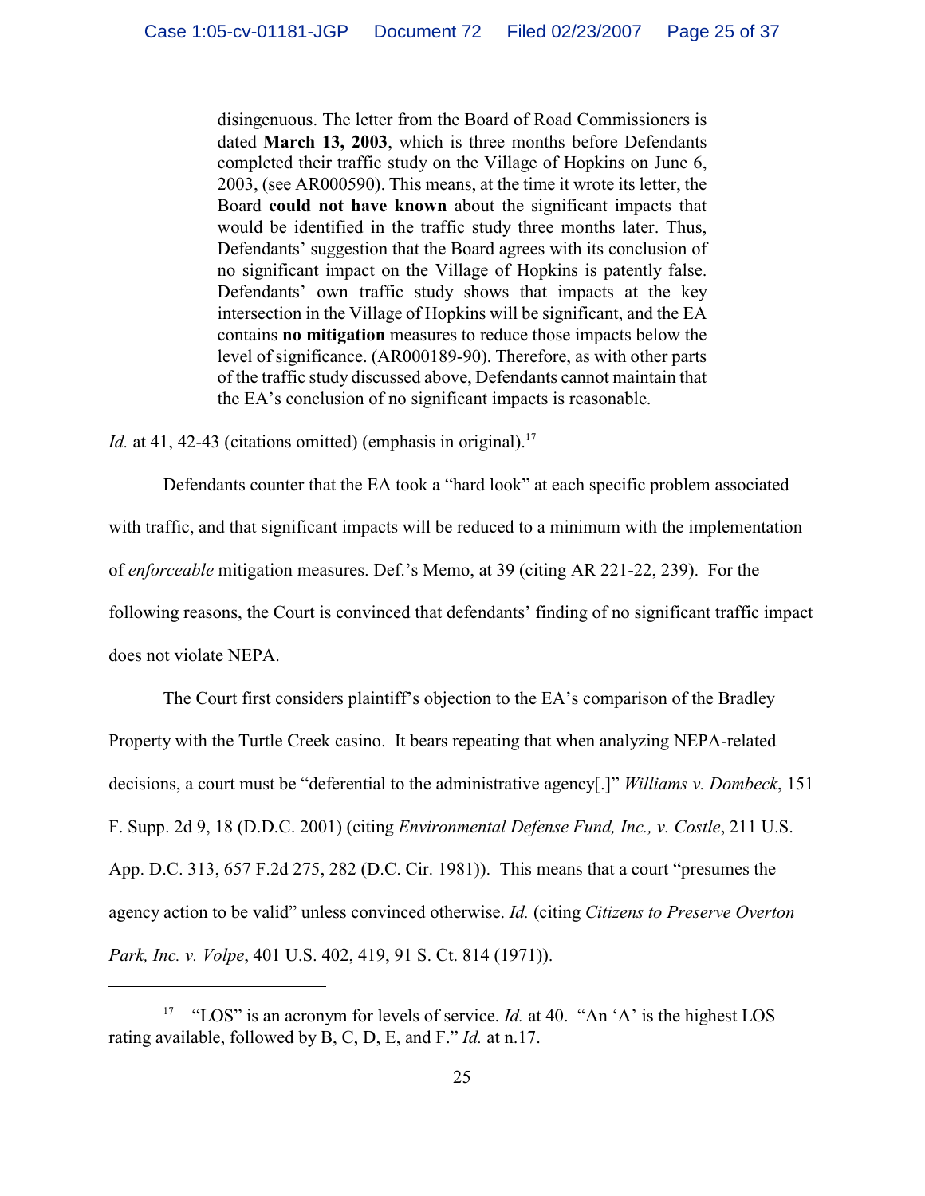> disingenuous. The letter from the Board of Road Commissioners is dated **March 13, 2003**, which is three months before Defendants completed their traffic study on the Village of Hopkins on June 6, 2003, (see AR000590). This means, at the time it wrote its letter, the Board **could not have known** about the significant impacts that would be identified in the traffic study three months later. Thus, Defendants' suggestion that the Board agrees with its conclusion of no significant impact on the Village of Hopkins is patently false. Defendants' own traffic study shows that impacts at the key intersection in the Village of Hopkins will be significant, and the EA contains **no mitigation** measures to reduce those impacts below the level of significance. (AR000189-90). Therefore, as with other parts of the traffic study discussed above, Defendants cannot maintain that the EA's conclusion of no significant impacts is reasonable.

*Id.* at 41, 42-43 (citations omitted) (emphasis in original).[17]

Defendants counter that the EA took a "hard look" at each specific problem associated with traffic, and that significant impacts will be reduced to a minimum with the implementation of *enforceable* mitigation measures. Def.'s Memo, at 39 (citing AR 221-22, 239). For the following reasons, the Court is convinced that defendants' finding of no significant traffic impact does not violate NEPA.

The Court first considers plaintiff's objection to the EA's comparison of the Bradley Property with the Turtle Creek casino. It bears repeating that when analyzing NEPA-related decisions, a court must be "deferential to the administrative agency[.]" *Williams v. Dombeck*, 151 F. Supp. 2d 9, 18 (D.D.C. 2001) (citing *Environmental Defense Fund, Inc., v. Costle*, 211 U.S. App. D.C. 313, 657 F.2d 275, 282 (D.C. Cir. 1981)). This means that a court "presumes the agency action to be valid" unless convinced otherwise. *Id.* (citing *Citizens to Preserve Overton Park, Inc. v. Volpe*, 401 U.S. 402, 419, 91 S. Ct. 814 (1971)).

---

[17] "LOS" is an acronym for levels of service. *Id.* at 40. "An 'A' is the highest LOS rating available, followed by B, C, D, E, and F." *Id.* at n.17.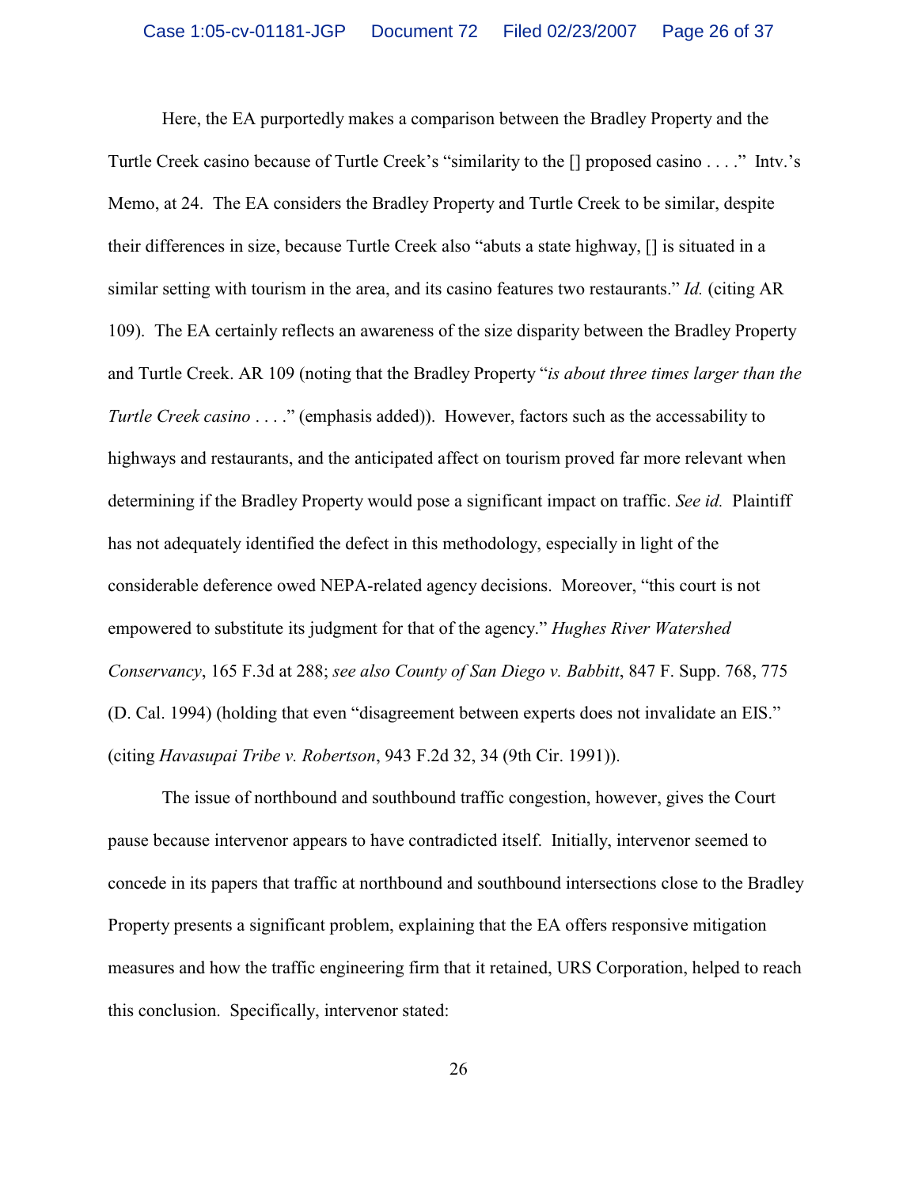Here, the EA purportedly makes a comparison between the Bradley Property and the Turtle Creek casino because of Turtle Creek's "similarity to the [] proposed casino . . . ." Intv.'s Memo, at 24. The EA considers the Bradley Property and Turtle Creek to be similar, despite their differences in size, because Turtle Creek also "abuts a state highway, [] is situated in a similar setting with tourism in the area, and its casino features two restaurants." *Id.* (citing AR 109). The EA certainly reflects an awareness of the size disparity between the Bradley Property and Turtle Creek. AR 109 (noting that the Bradley Property "*is about three times larger than the Turtle Creek casino* . . . ." (emphasis added)). However, factors such as the accessability to highways and restaurants, and the anticipated affect on tourism proved far more relevant when determining if the Bradley Property would pose a significant impact on traffic. *See id.* Plaintiff has not adequately identified the defect in this methodology, especially in light of the considerable deference owed NEPA-related agency decisions. Moreover, "this court is not empowered to substitute its judgment for that of the agency." *Hughes River Watershed Conservancy*, 165 F.3d at 288; *see also County of San Diego v. Babbitt*, 847 F. Supp. 768, 775 (D. Cal. 1994) (holding that even "disagreement between experts does not invalidate an EIS." (citing *Havasupai Tribe v. Robertson*, 943 F.2d 32, 34 (9th Cir. 1991)).

The issue of northbound and southbound traffic congestion, however, gives the Court pause because intervenor appears to have contradicted itself. Initially, intervenor seemed to concede in its papers that traffic at northbound and southbound intersections close to the Bradley Property presents a significant problem, explaining that the EA offers responsive mitigation measures and how the traffic engineering firm that it retained, URS Corporation, helped to reach this conclusion. Specifically, intervenor stated: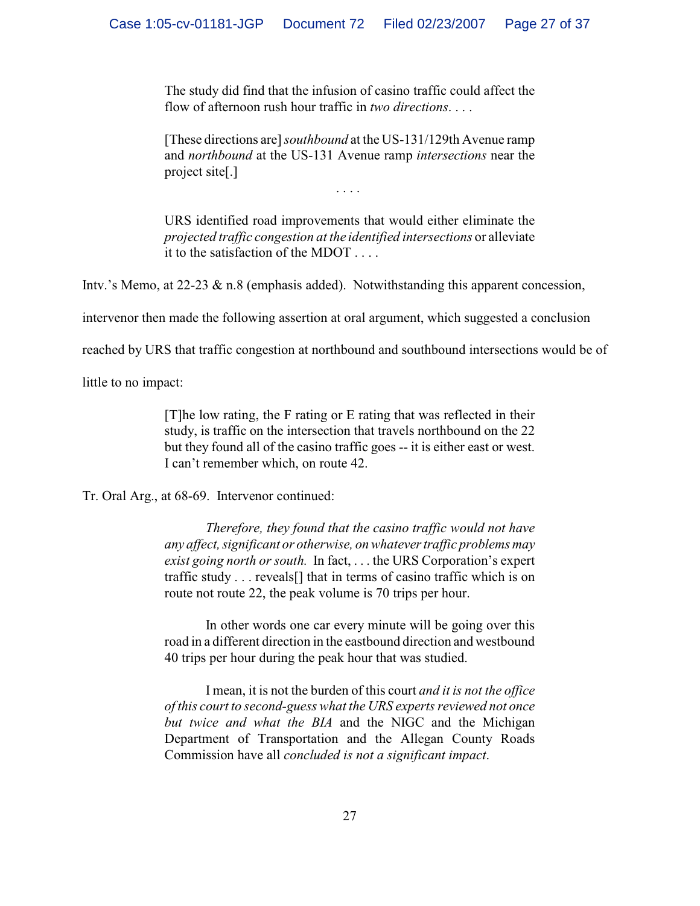> The study did find that the infusion of casino traffic could affect the flow of afternoon rush hour traffic in *two directions*. . . .
>
> [These directions are] *southbound* at the US-131/129th Avenue ramp and *northbound* at the US-131 Avenue ramp *intersections* near the project site[.]
>
> . . . .
>
> URS identified road improvements that would either eliminate the *projected traffic congestion at the identified intersections* or alleviate it to the satisfaction of the MDOT . . . .

Intv.'s Memo, at 22-23 & n.8 (emphasis added). Notwithstanding this apparent concession, intervenor then made the following assertion at oral argument, which suggested a conclusion reached by URS that traffic congestion at northbound and southbound intersections would be of little to no impact:

> [T]he low rating, the F rating or E rating that was reflected in their study, is traffic on the intersection that travels northbound on the 22 but they found all of the casino traffic goes -- it is either east or west. I can't remember which, on route 42.

Tr. Oral Arg., at 68-69. Intervenor continued:

> *Therefore, they found that the casino traffic would not have any affect, significant or otherwise, on whatever traffic problems may exist going north or south.* In fact, . . . the URS Corporation's expert traffic study . . . reveals[] that in terms of casino traffic which is on route not route 22, the peak volume is 70 trips per hour.
>
> In other words one car every minute will be going over this road in a different direction in the eastbound direction and westbound 40 trips per hour during the peak hour that was studied.
>
> I mean, it is not the burden of this court *and it is not the office of this court to second-guess what the URS experts reviewed not once but twice and what the BIA* and the NIGC and the Michigan Department of Transportation and the Allegan County Roads Commission have all *concluded is not a significant impact*.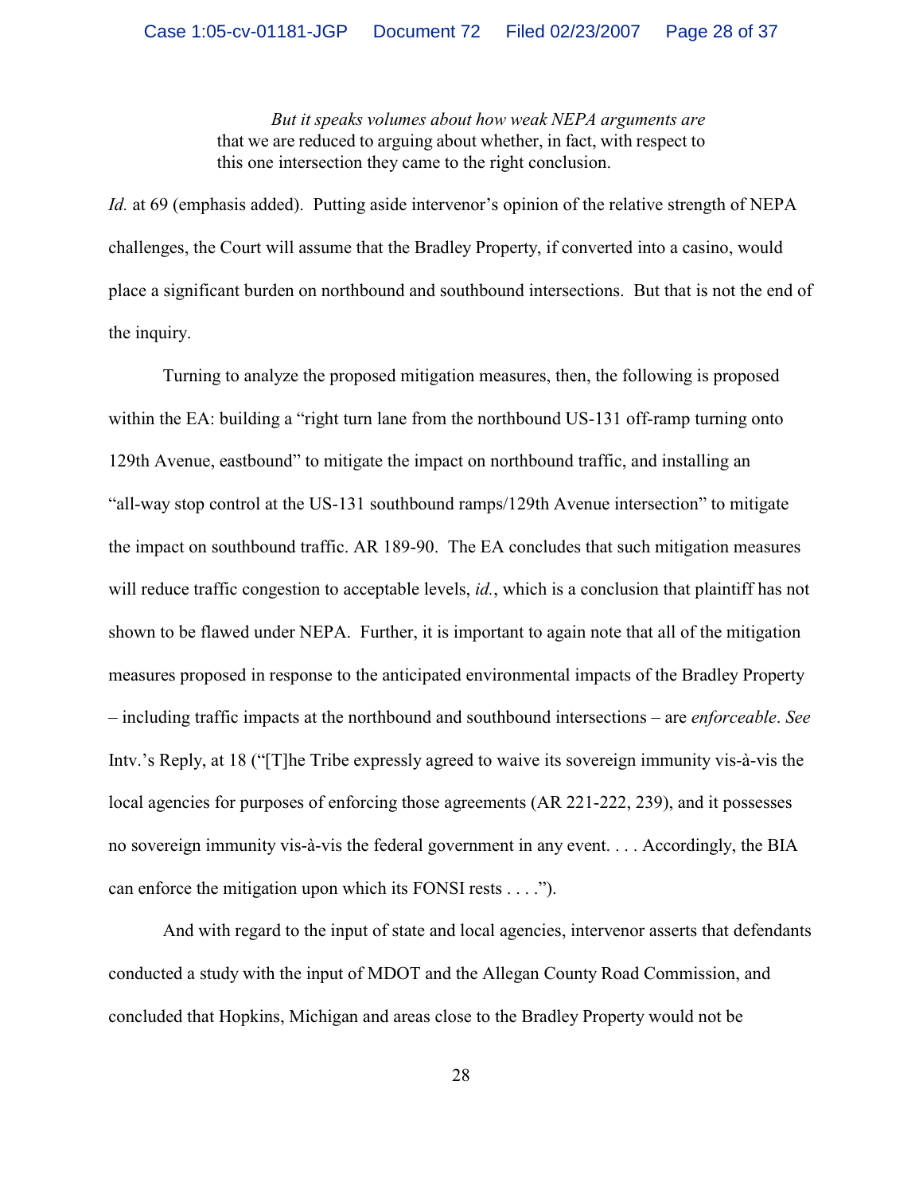> *But it speaks volumes about how weak NEPA arguments are* that we are reduced to arguing about whether, in fact, with respect to this one intersection they came to the right conclusion.

*Id.* at 69 (emphasis added). Putting aside intervenor's opinion of the relative strength of NEPA challenges, the Court will assume that the Bradley Property, if converted into a casino, would place a significant burden on northbound and southbound intersections. But that is not the end of the inquiry.

Turning to analyze the proposed mitigation measures, then, the following is proposed within the EA: building a "right turn lane from the northbound US-131 off-ramp turning onto 129th Avenue, eastbound" to mitigate the impact on northbound traffic, and installing an "all-way stop control at the US-131 southbound ramps/129th Avenue intersection" to mitigate the impact on southbound traffic. AR 189-90. The EA concludes that such mitigation measures will reduce traffic congestion to acceptable levels, *id.*, which is a conclusion that plaintiff has not shown to be flawed under NEPA. Further, it is important to again note that all of the mitigation measures proposed in response to the anticipated environmental impacts of the Bradley Property – including traffic impacts at the northbound and southbound intersections – are *enforceable*. *See* Intv.'s Reply, at 18 ("[T]he Tribe expressly agreed to waive its sovereign immunity vis-à-vis the local agencies for purposes of enforcing those agreements (AR 221-222, 239), and it possesses no sovereign immunity vis-à-vis the federal government in any event. . . . Accordingly, the BIA can enforce the mitigation upon which its FONSI rests . . . .").

And with regard to the input of state and local agencies, intervenor asserts that defendants conducted a study with the input of MDOT and the Allegan County Road Commission, and concluded that Hopkins, Michigan and areas close to the Bradley Property would not be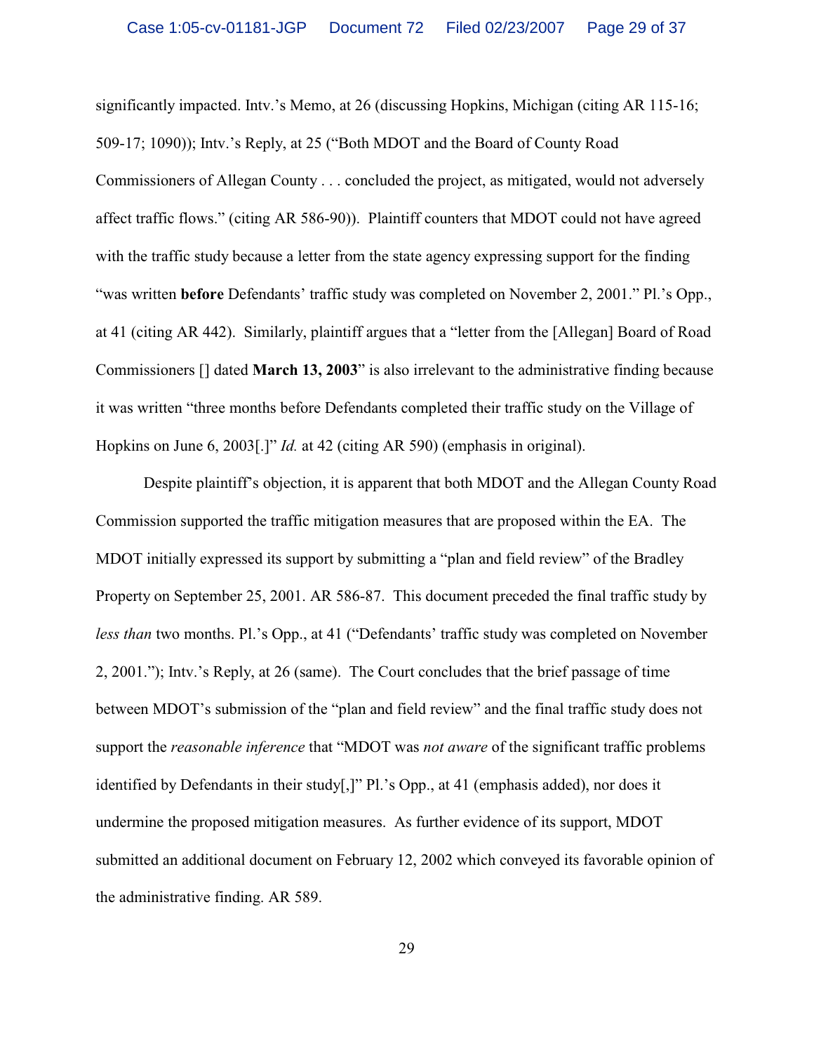significantly impacted. Intv.'s Memo, at 26 (discussing Hopkins, Michigan (citing AR 115-16; 509-17; 1090)); Intv.'s Reply, at 25 ("Both MDOT and the Board of County Road Commissioners of Allegan County . . . concluded the project, as mitigated, would not adversely affect traffic flows." (citing AR 586-90)). Plaintiff counters that MDOT could not have agreed with the traffic study because a letter from the state agency expressing support for the finding "was written **before** Defendants' traffic study was completed on November 2, 2001." Pl.'s Opp., at 41 (citing AR 442). Similarly, plaintiff argues that a "letter from the [Allegan] Board of Road Commissioners [] dated **March 13, 2003**" is also irrelevant to the administrative finding because it was written "three months before Defendants completed their traffic study on the Village of Hopkins on June 6, 2003[.]" *Id.* at 42 (citing AR 590) (emphasis in original).

Despite plaintiff's objection, it is apparent that both MDOT and the Allegan County Road Commission supported the traffic mitigation measures that are proposed within the EA. The MDOT initially expressed its support by submitting a "plan and field review" of the Bradley Property on September 25, 2001. AR 586-87. This document preceded the final traffic study by *less than* two months. Pl.'s Opp., at 41 ("Defendants' traffic study was completed on November 2, 2001."); Intv.'s Reply, at 26 (same). The Court concludes that the brief passage of time between MDOT's submission of the "plan and field review" and the final traffic study does not support the *reasonable inference* that "MDOT was *not aware* of the significant traffic problems identified by Defendants in their study[,]" Pl.'s Opp., at 41 (emphasis added), nor does it undermine the proposed mitigation measures. As further evidence of its support, MDOT submitted an additional document on February 12, 2002 which conveyed its favorable opinion of the administrative finding. AR 589.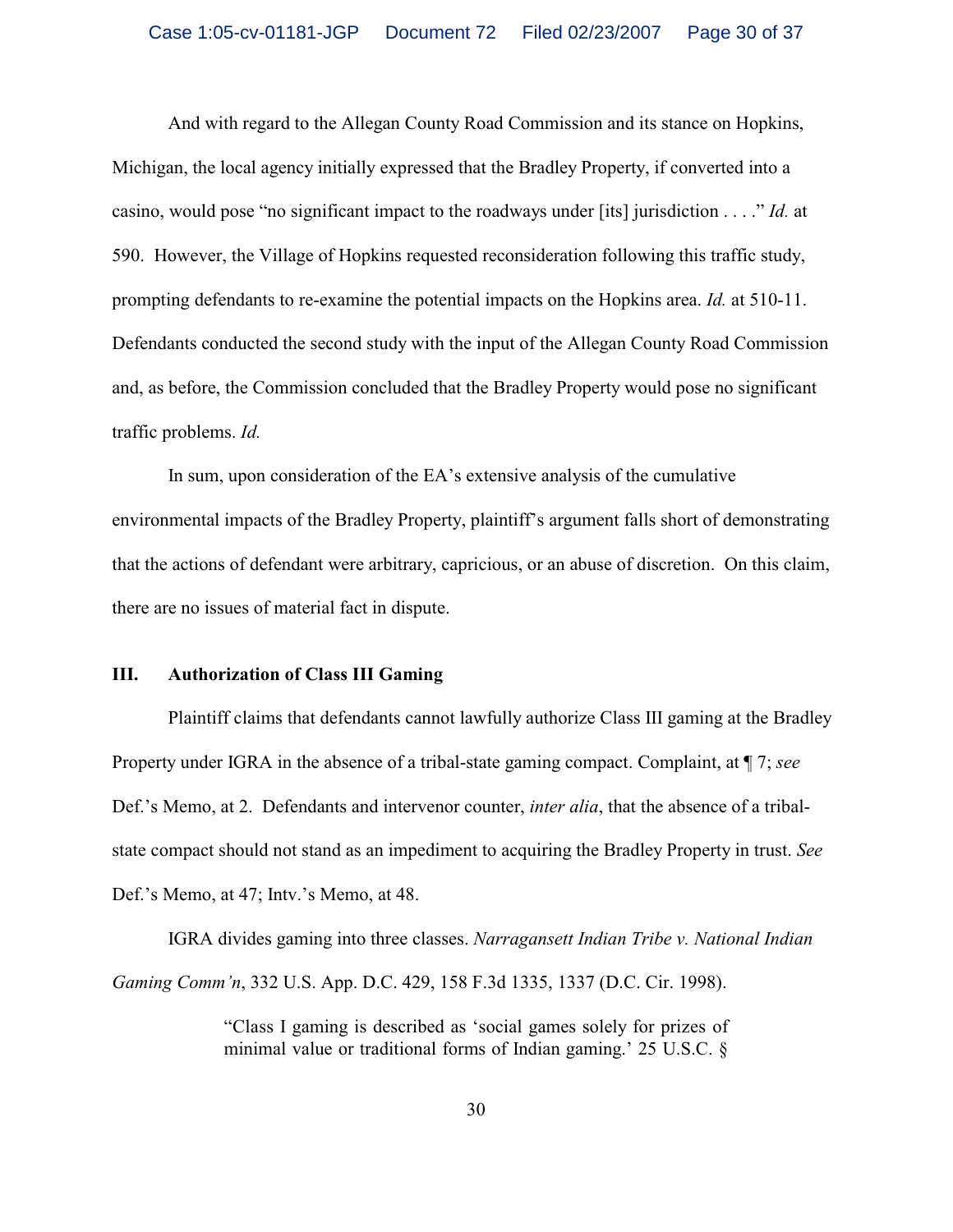And with regard to the Allegan County Road Commission and its stance on Hopkins, Michigan, the local agency initially expressed that the Bradley Property, if converted into a casino, would pose "no significant impact to the roadways under [its] jurisdiction . . . ." *Id.* at 590. However, the Village of Hopkins requested reconsideration following this traffic study, prompting defendants to re-examine the potential impacts on the Hopkins area. *Id.* at 510-11. Defendants conducted the second study with the input of the Allegan County Road Commission and, as before, the Commission concluded that the Bradley Property would pose no significant traffic problems. *Id.*

In sum, upon consideration of the EA's extensive analysis of the cumulative environmental impacts of the Bradley Property, plaintiff's argument falls short of demonstrating that the actions of defendant were arbitrary, capricious, or an abuse of discretion. On this claim, there are no issues of material fact in dispute.

## III. Authorization of Class III Gaming

Plaintiff claims that defendants cannot lawfully authorize Class III gaming at the Bradley Property under IGRA in the absence of a tribal-state gaming compact. Complaint, at ¶ 7; *see* Def.'s Memo, at 2. Defendants and intervenor counter, *inter alia*, that the absence of a tribal-state compact should not stand as an impediment to acquiring the Bradley Property in trust. *See* Def.'s Memo, at 47; Intv.'s Memo, at 48.

IGRA divides gaming into three classes. *Narragansett Indian Tribe v. National Indian Gaming Comm'n*, 332 U.S. App. D.C. 429, 158 F.3d 1335, 1337 (D.C. Cir. 1998).

> "Class I gaming is described as 'social games solely for prizes of minimal value or traditional forms of Indian gaming.' 25 U.S.C. §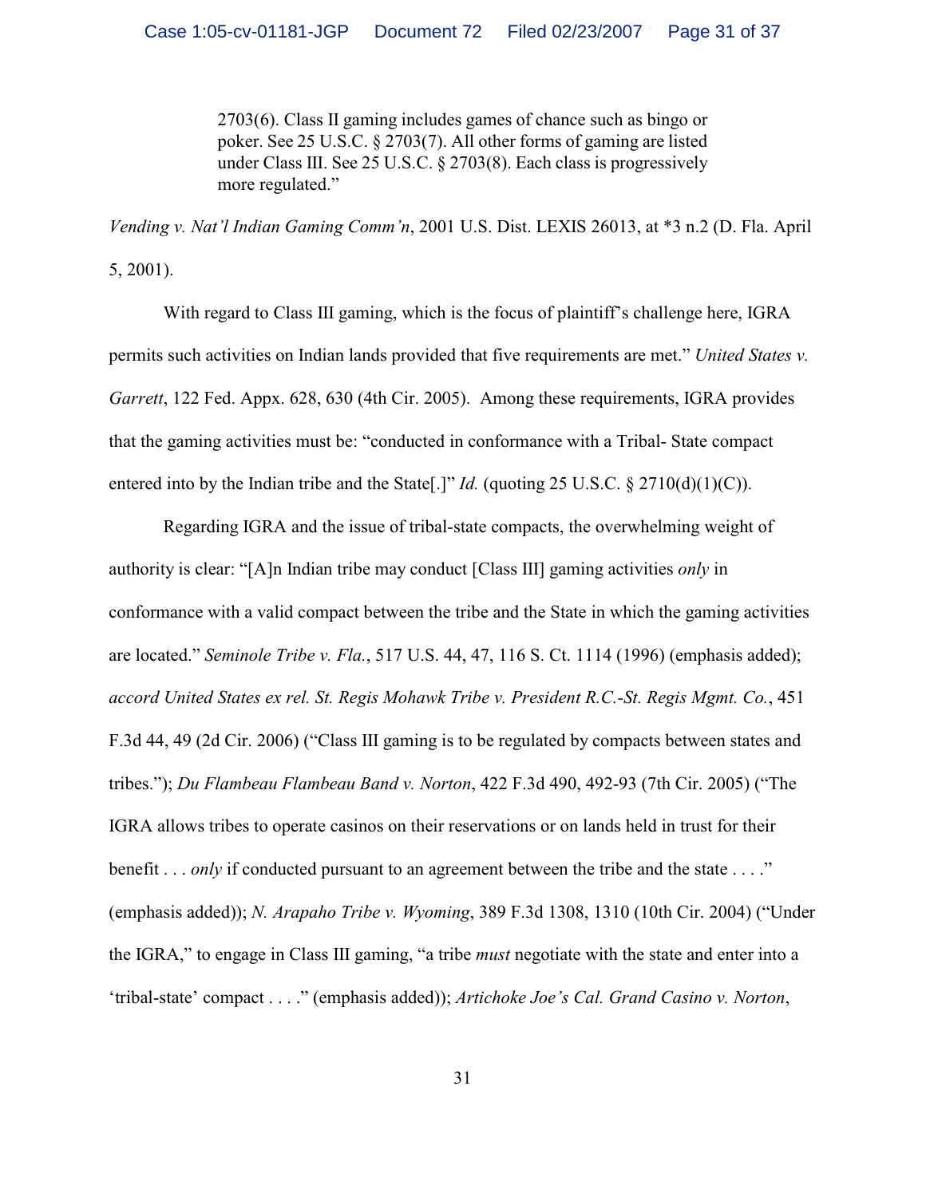> 2703(6). Class II gaming includes games of chance such as bingo or poker. See 25 U.S.C. § 2703(7). All other forms of gaming are listed under Class III. See 25 U.S.C. § 2703(8). Each class is progressively more regulated."

*Vending v. Nat'l Indian Gaming Comm'n*, 2001 U.S. Dist. LEXIS 26013, at *3 n.2 (D. Fla. April 5, 2001).

With regard to Class III gaming, which is the focus of plaintiff's challenge here, IGRA permits such activities on Indian lands provided that five requirements are met." *United States v. Garrett*, 122 Fed. Appx. 628, 630 (4th Cir. 2005). Among these requirements, IGRA provides that the gaming activities must be: "conducted in conformance with a Tribal- State compact entered into by the Indian tribe and the State[.]" *Id.* (quoting 25 U.S.C. § 2710(d)(1)(C)).

Regarding IGRA and the issue of tribal-state compacts, the overwhelming weight of authority is clear: "[A]n Indian tribe may conduct [Class III] gaming activities *only* in conformance with a valid compact between the tribe and the State in which the gaming activities are located." *Seminole Tribe v. Fla.*, 517 U.S. 44, 47, 116 S. Ct. 1114 (1996) (emphasis added); *accord United States ex rel. St. Regis Mohawk Tribe v. President R.C.-St. Regis Mgmt. Co.*, 451 F.3d 44, 49 (2d Cir. 2006) ("Class III gaming is to be regulated by compacts between states and tribes."); *Du Flambeau Flambeau Band v. Norton*, 422 F.3d 490, 492-93 (7th Cir. 2005) ("The IGRA allows tribes to operate casinos on their reservations or on lands held in trust for their benefit . . . *only* if conducted pursuant to an agreement between the tribe and the state . . . ." (emphasis added)); *N. Arapaho Tribe v. Wyoming*, 389 F.3d 1308, 1310 (10th Cir. 2004) ("Under the IGRA," to engage in Class III gaming, "a tribe *must* negotiate with the state and enter into a 'tribal-state' compact . . . ." (emphasis added)); *Artichoke Joe's Cal. Grand Casino v. Norton*,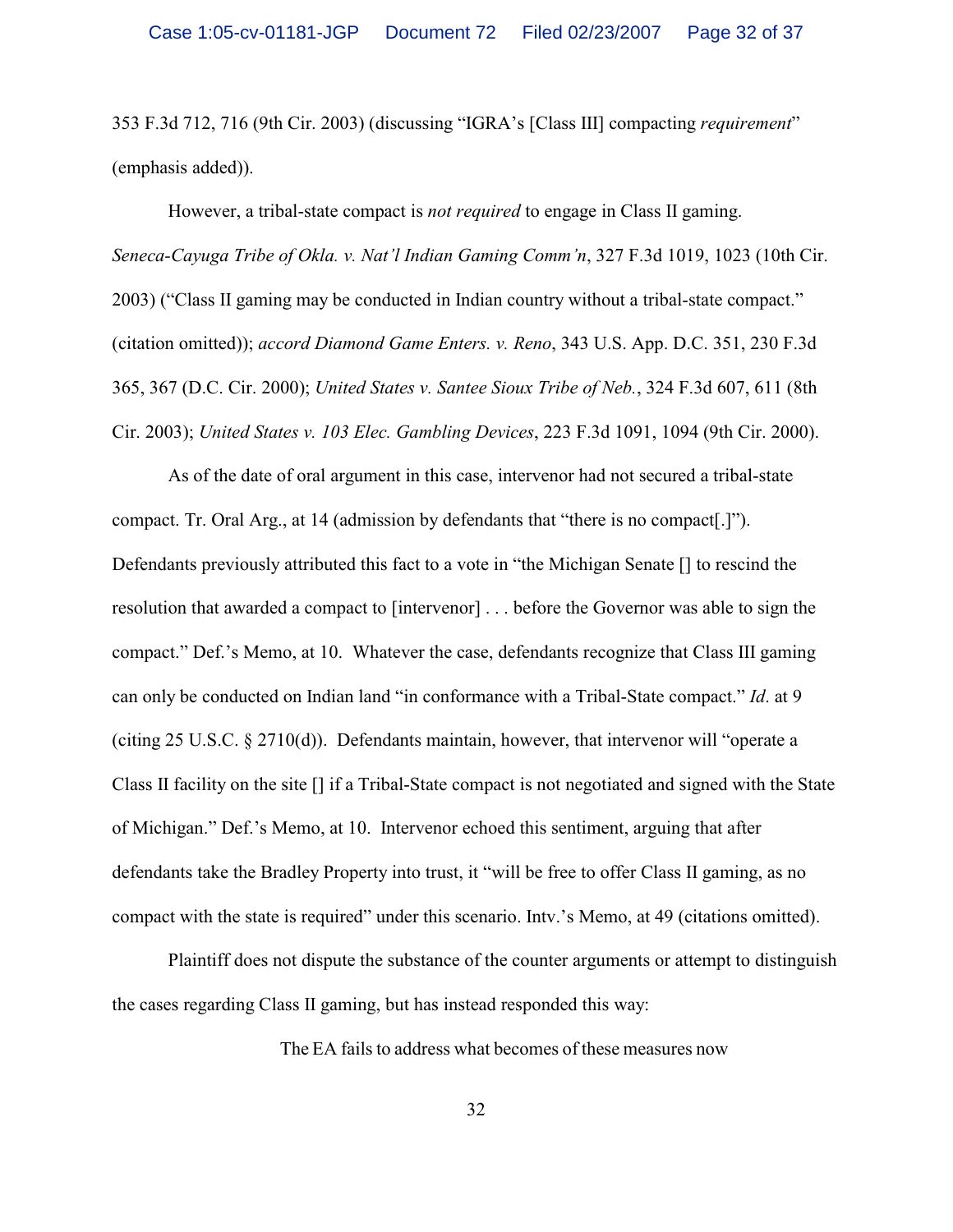353 F.3d 712, 716 (9th Cir. 2003) (discussing "IGRA's [Class III] compacting *requirement*" (emphasis added)).

However, a tribal-state compact is *not required* to engage in Class II gaming. *Seneca-Cayuga Tribe of Okla. v. Nat'l Indian Gaming Comm'n*, 327 F.3d 1019, 1023 (10th Cir. 2003) ("Class II gaming may be conducted in Indian country without a tribal-state compact." (citation omitted)); *accord Diamond Game Enters. v. Reno*, 343 U.S. App. D.C. 351, 230 F.3d 365, 367 (D.C. Cir. 2000); *United States v. Santee Sioux Tribe of Neb.*, 324 F.3d 607, 611 (8th Cir. 2003); *United States v. 103 Elec. Gambling Devices*, 223 F.3d 1091, 1094 (9th Cir. 2000).

As of the date of oral argument in this case, intervenor had not secured a tribal-state compact. Tr. Oral Arg., at 14 (admission by defendants that "there is no compact[.]"). Defendants previously attributed this fact to a vote in "the Michigan Senate [] to rescind the resolution that awarded a compact to [intervenor] . . . before the Governor was able to sign the compact." Def.'s Memo, at 10. Whatever the case, defendants recognize that Class III gaming can only be conducted on Indian land "in conformance with a Tribal-State compact." *Id*. at 9 (citing 25 U.S.C. § 2710(d)). Defendants maintain, however, that intervenor will "operate a Class II facility on the site [] if a Tribal-State compact is not negotiated and signed with the State of Michigan." Def.'s Memo, at 10. Intervenor echoed this sentiment, arguing that after defendants take the Bradley Property into trust, it "will be free to offer Class II gaming, as no compact with the state is required" under this scenario. Intv.'s Memo, at 49 (citations omitted).

Plaintiff does not dispute the substance of the counter arguments or attempt to distinguish the cases regarding Class II gaming, but has instead responded this way:

> The EA fails to address what becomes of these measures now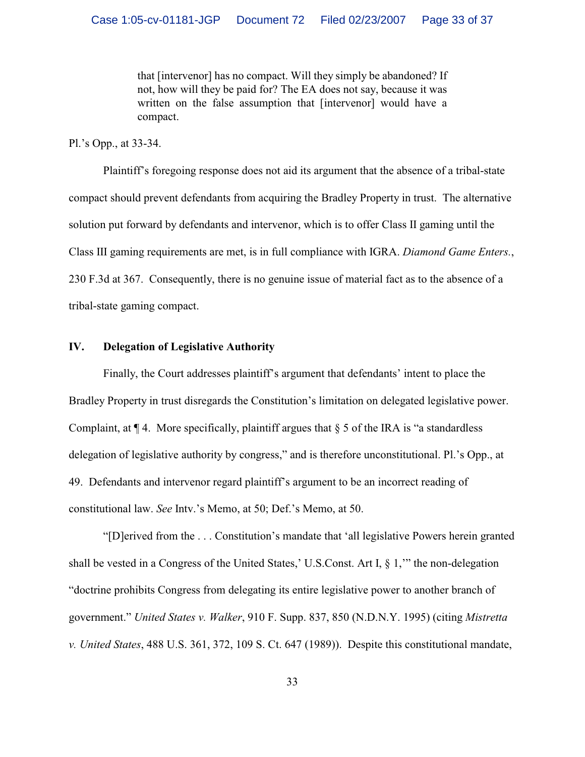> that [intervenor] has no compact. Will they simply be abandoned? If not, how will they be paid for? The EA does not say, because it was written on the false assumption that [intervenor] would have a compact.

Pl.'s Opp., at 33-34.

Plaintiff's foregoing response does not aid its argument that the absence of a tribal-state compact should prevent defendants from acquiring the Bradley Property in trust. The alternative solution put forward by defendants and intervenor, which is to offer Class II gaming until the Class III gaming requirements are met, is in full compliance with IGRA. *Diamond Game Enters.*, 230 F.3d at 367. Consequently, there is no genuine issue of material fact as to the absence of a tribal-state gaming compact.

## IV. Delegation of Legislative Authority

Finally, the Court addresses plaintiff's argument that defendants' intent to place the Bradley Property in trust disregards the Constitution's limitation on delegated legislative power. Complaint, at ¶ 4. More specifically, plaintiff argues that § 5 of the IRA is "a standardless delegation of legislative authority by congress," and is therefore unconstitutional. Pl.'s Opp., at 49. Defendants and intervenor regard plaintiff's argument to be an incorrect reading of constitutional law. *See* Intv.'s Memo, at 50; Def.'s Memo, at 50.

"[D]erived from the . . . Constitution's mandate that 'all legislative Powers herein granted shall be vested in a Congress of the United States,' U.S.Const. Art I, § 1,'" the non-delegation "doctrine prohibits Congress from delegating its entire legislative power to another branch of government." *United States v. Walker*, 910 F. Supp. 837, 850 (N.D.N.Y. 1995) (citing *Mistretta v. United States*, 488 U.S. 361, 372, 109 S. Ct. 647 (1989)). Despite this constitutional mandate,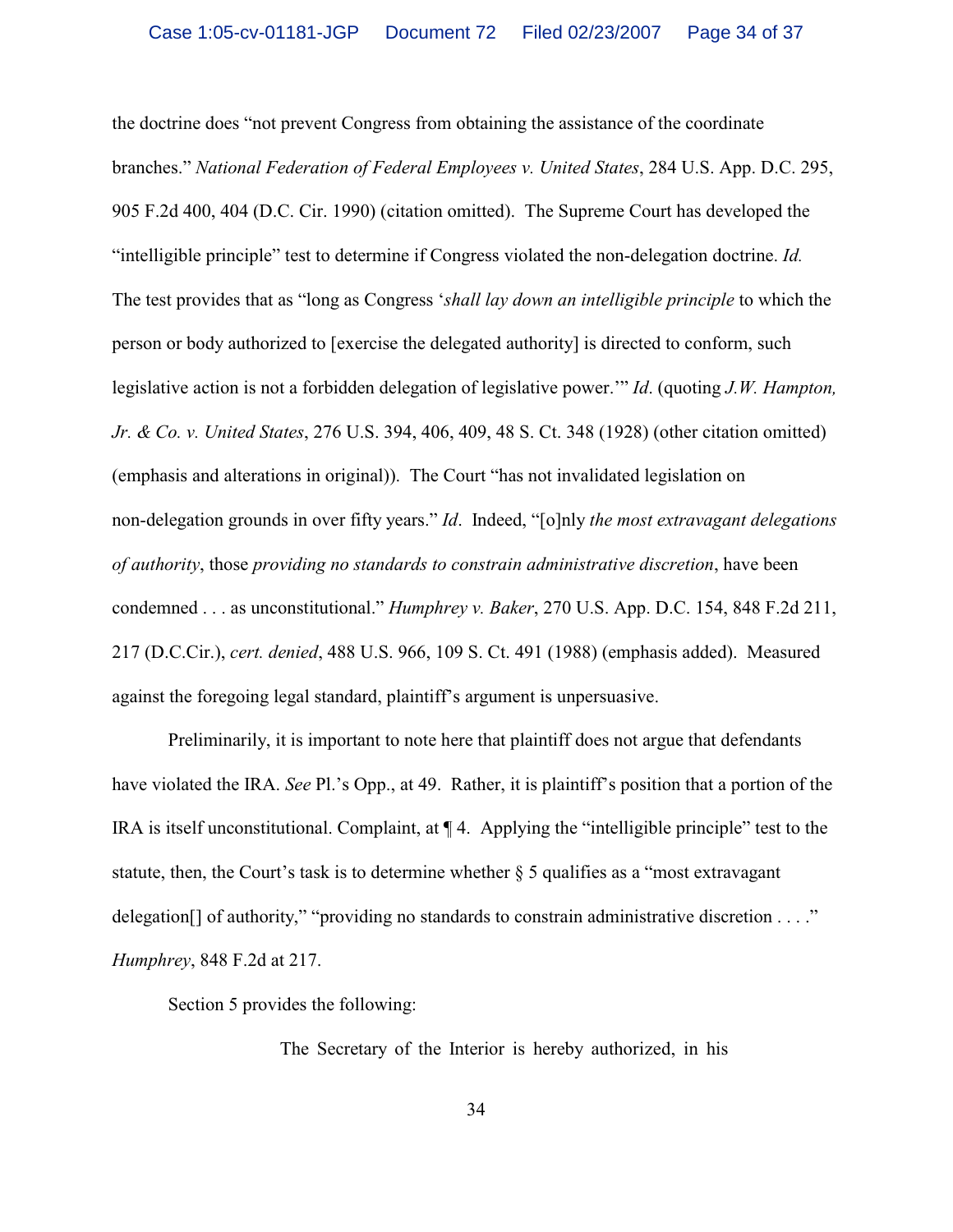the doctrine does "not prevent Congress from obtaining the assistance of the coordinate branches." *National Federation of Federal Employees v. United States*, 284 U.S. App. D.C. 295, 905 F.2d 400, 404 (D.C. Cir. 1990) (citation omitted). The Supreme Court has developed the "intelligible principle" test to determine if Congress violated the non-delegation doctrine. *Id.* The test provides that as "long as Congress '*shall lay down an intelligible principle* to which the person or body authorized to [exercise the delegated authority] is directed to conform, such legislative action is not a forbidden delegation of legislative power.'" *Id*. (quoting *J.W. Hampton, Jr. & Co. v. United States*, 276 U.S. 394, 406, 409, 48 S. Ct. 348 (1928) (other citation omitted) (emphasis and alterations in original)). The Court "has not invalidated legislation on non-delegation grounds in over fifty years." *Id*. Indeed, "[o]nly *the most extravagant delegations of authority*, those *providing no standards to constrain administrative discretion*, have been condemned . . . as unconstitutional." *Humphrey v. Baker*, 270 U.S. App. D.C. 154, 848 F.2d 211, 217 (D.C.Cir.), *cert. denied*, 488 U.S. 966, 109 S. Ct. 491 (1988) (emphasis added). Measured against the foregoing legal standard, plaintiff's argument is unpersuasive.

Preliminarily, it is important to note here that plaintiff does not argue that defendants have violated the IRA. *See* Pl.'s Opp., at 49. Rather, it is plaintiff's position that a portion of the IRA is itself unconstitutional. Complaint, at ¶ 4. Applying the "intelligible principle" test to the statute, then, the Court's task is to determine whether § 5 qualifies as a "most extravagant delegation[] of authority," "providing no standards to constrain administrative discretion . . . ." *Humphrey*, 848 F.2d at 217.

Section 5 provides the following:

> The Secretary of the Interior is hereby authorized, in his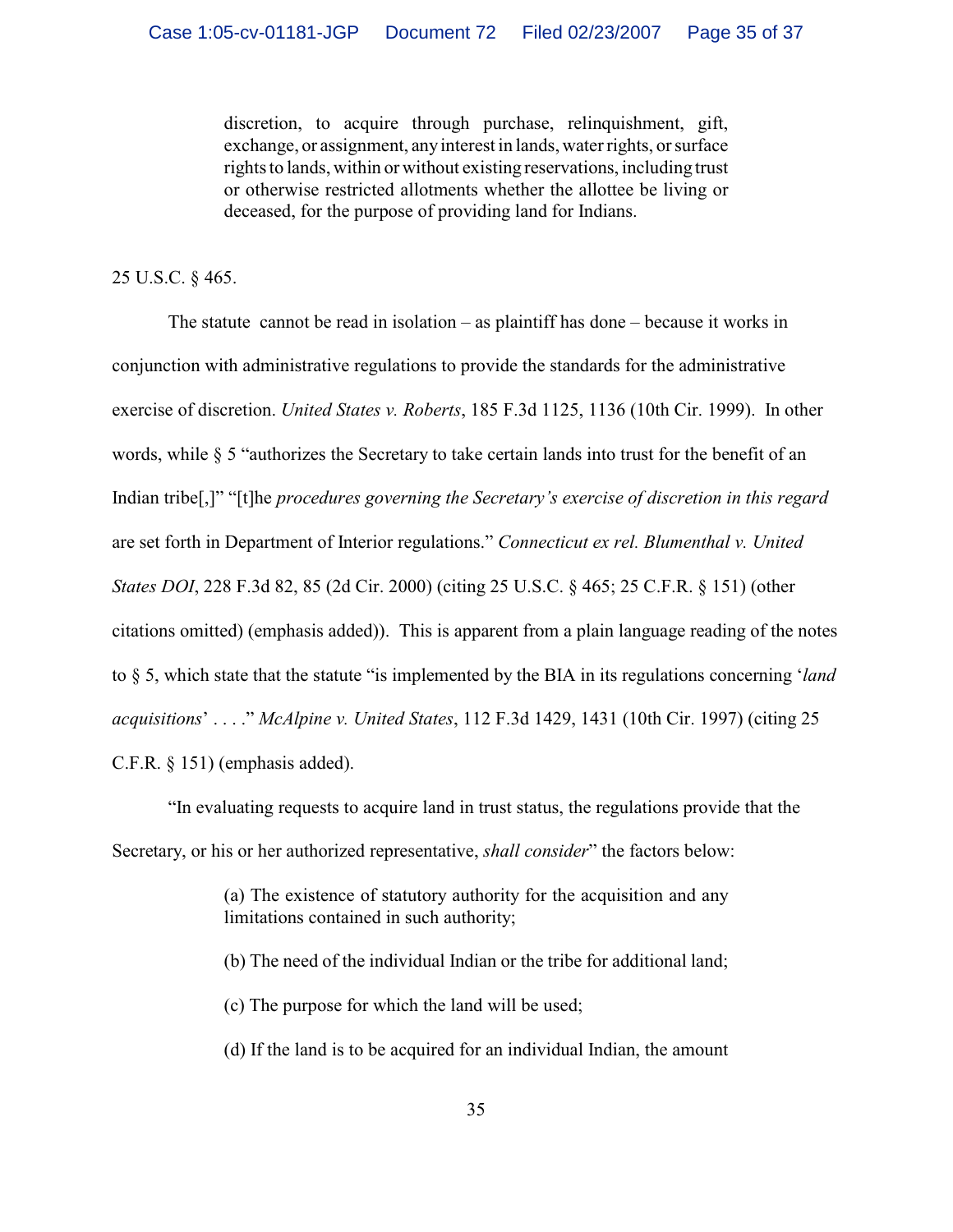> discretion, to acquire through purchase, relinquishment, gift, exchange, or assignment, any interest in lands, water rights, or surface rights to lands, within or without existing reservations, including trust or otherwise restricted allotments whether the allottee be living or deceased, for the purpose of providing land for Indians.

25 U.S.C. § 465.

The statute cannot be read in isolation – as plaintiff has done – because it works in conjunction with administrative regulations to provide the standards for the administrative exercise of discretion. *United States v. Roberts*, 185 F.3d 1125, 1136 (10th Cir. 1999). In other words, while § 5 "authorizes the Secretary to take certain lands into trust for the benefit of an Indian tribe[,]" "[t]he *procedures governing the Secretary's exercise of discretion in this regard* are set forth in Department of Interior regulations." *Connecticut ex rel. Blumenthal v. United States DOI*, 228 F.3d 82, 85 (2d Cir. 2000) (citing 25 U.S.C. § 465; 25 C.F.R. § 151) (other citations omitted) (emphasis added)). This is apparent from a plain language reading of the notes to § 5, which state that the statute "is implemented by the BIA in its regulations concerning '*land acquisitions*' . . . ." *McAlpine v. United States*, 112 F.3d 1429, 1431 (10th Cir. 1997) (citing 25 C.F.R. § 151) (emphasis added).

"In evaluating requests to acquire land in trust status, the regulations provide that the Secretary, or his or her authorized representative, *shall consider*" the factors below:

> (a) The existence of statutory authority for the acquisition and any limitations contained in such authority;
>
> (b) The need of the individual Indian or the tribe for additional land;
>
> (c) The purpose for which the land will be used;
>
> (d) If the land is to be acquired for an individual Indian, the amount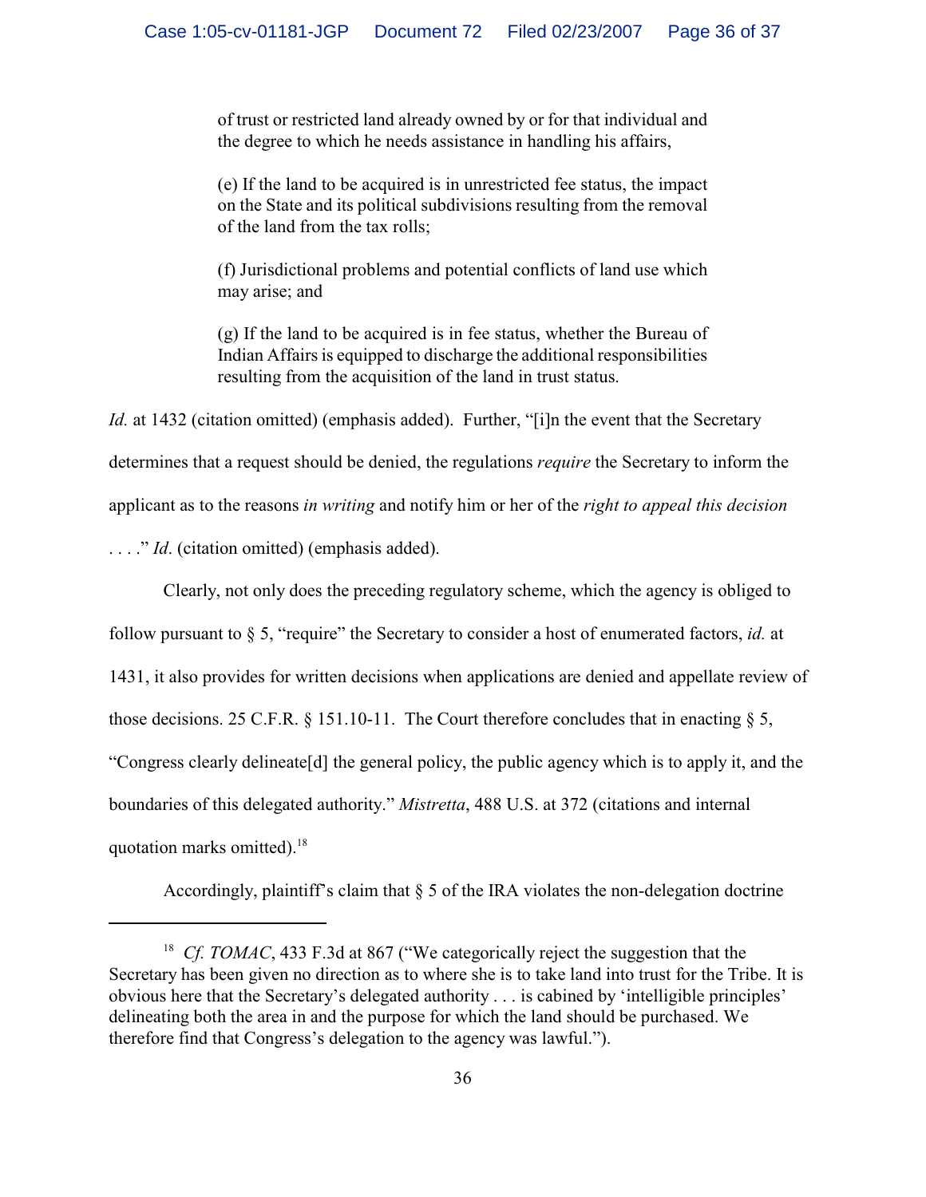> of trust or restricted land already owned by or for that individual and the degree to which he needs assistance in handling his affairs,
>
> (e) If the land to be acquired is in unrestricted fee status, the impact on the State and its political subdivisions resulting from the removal of the land from the tax rolls;
>
> (f) Jurisdictional problems and potential conflicts of land use which may arise; and
>
> (g) If the land to be acquired is in fee status, whether the Bureau of Indian Affairs is equipped to discharge the additional responsibilities resulting from the acquisition of the land in trust status.

*Id.* at 1432 (citation omitted) (emphasis added). Further, "[i]n the event that the Secretary determines that a request should be denied, the regulations *require* the Secretary to inform the applicant as to the reasons *in writing* and notify him or her of the *right to appeal this decision* . . . ." *Id*. (citation omitted) (emphasis added).

Clearly, not only does the preceding regulatory scheme, which the agency is obliged to follow pursuant to § 5, "require" the Secretary to consider a host of enumerated factors, *id.* at 1431, it also provides for written decisions when applications are denied and appellate review of those decisions. 25 C.F.R. § 151.10-11. The Court therefore concludes that in enacting § 5, "Congress clearly delineate[d] the general policy, the public agency which is to apply it, and the boundaries of this delegated authority." *Mistretta*, 488 U.S. at 372 (citations and internal quotation marks omitted).[18]

Accordingly, plaintiff's claim that § 5 of the IRA violates the non-delegation doctrine

---

[18] *Cf. TOMAC*, 433 F.3d at 867 ("We categorically reject the suggestion that the Secretary has been given no direction as to where she is to take land into trust for the Tribe. It is obvious here that the Secretary's delegated authority . . . is cabined by 'intelligible principles' delineating both the area in and the purpose for which the land should be purchased. We therefore find that Congress's delegation to the agency was lawful.").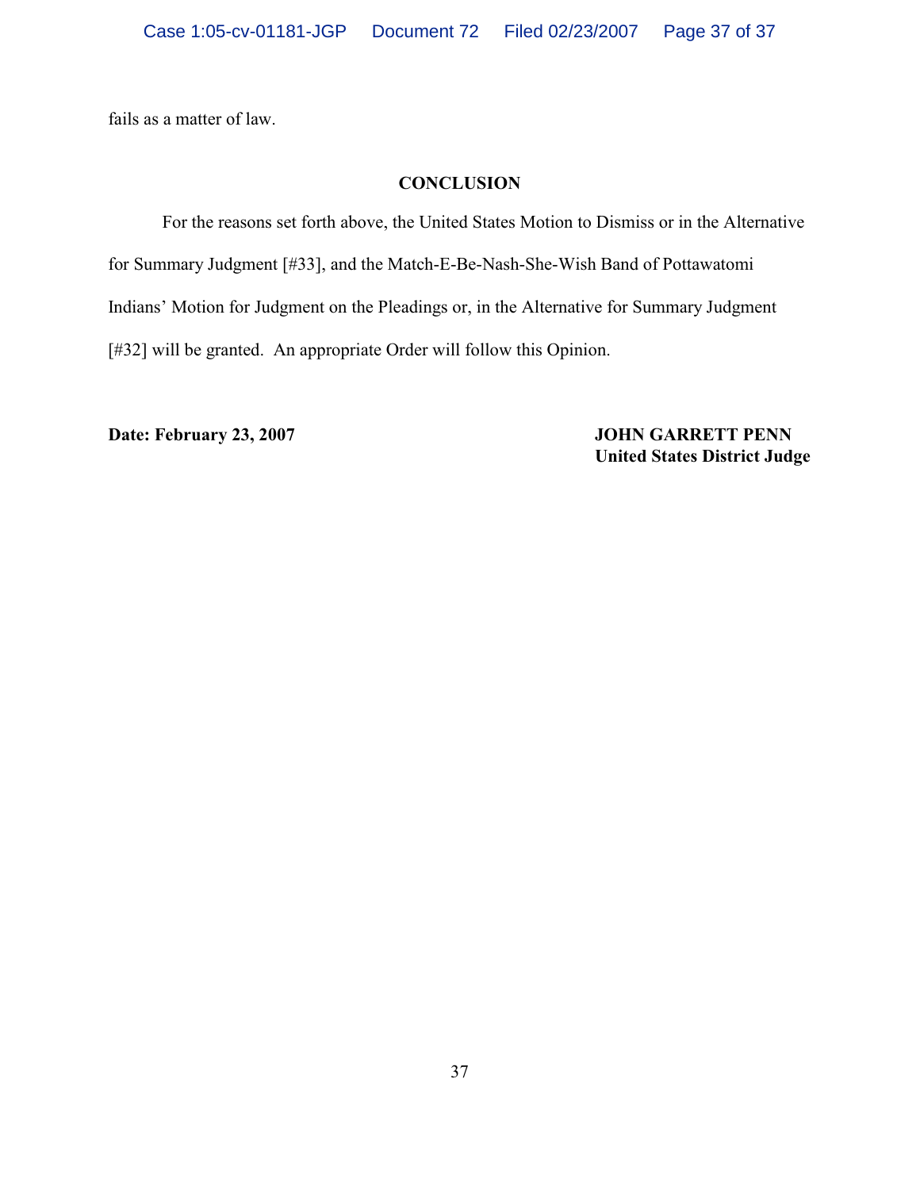fails as a matter of law.

## CONCLUSION

For the reasons set forth above, the United States Motion to Dismiss or in the Alternative for Summary Judgment [#33], and the Match-E-Be-Nash-She-Wish Band of Pottawatomi Indians' Motion for Judgment on the Pleadings or, in the Alternative for Summary Judgment [#32] will be granted. An appropriate Order will follow this Opinion.

**Date: February 23, 2007**

**JOHN GARRETT PENN**
**United States District Judge**